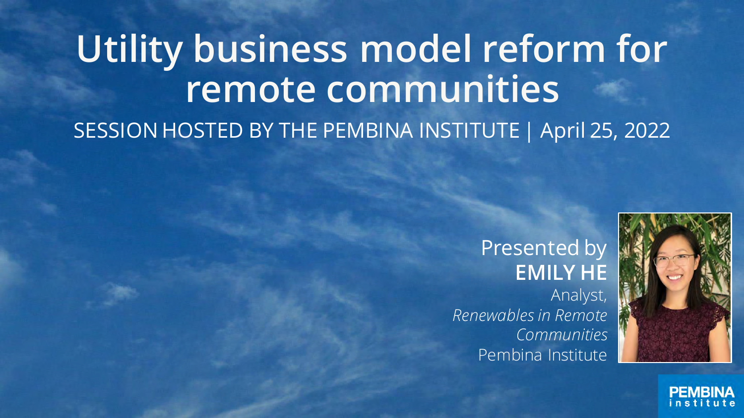# Utility business model reform for remote communities

SESSION HOSTED BY THE PEMBINA INSTITUTE | April 25, 2022

Presented by
**EMILY HE**
Analyst,
*Renewables in Remote Communities*
Pembina Institute

PEMBINA institute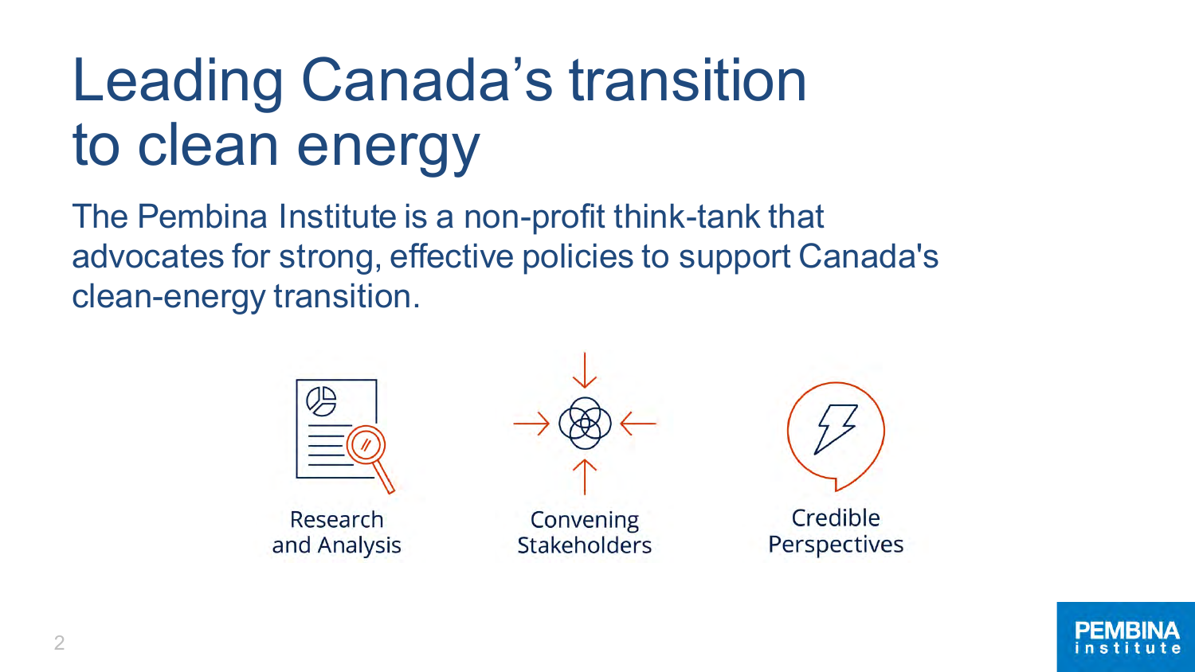# Leading Canada’s transition to clean energy

The Pembina Institute is a non-profit think-tank that advocates for strong, effective policies to support Canada's clean-energy transition.

Research and Analysis

Convening Stakeholders

Credible Perspectives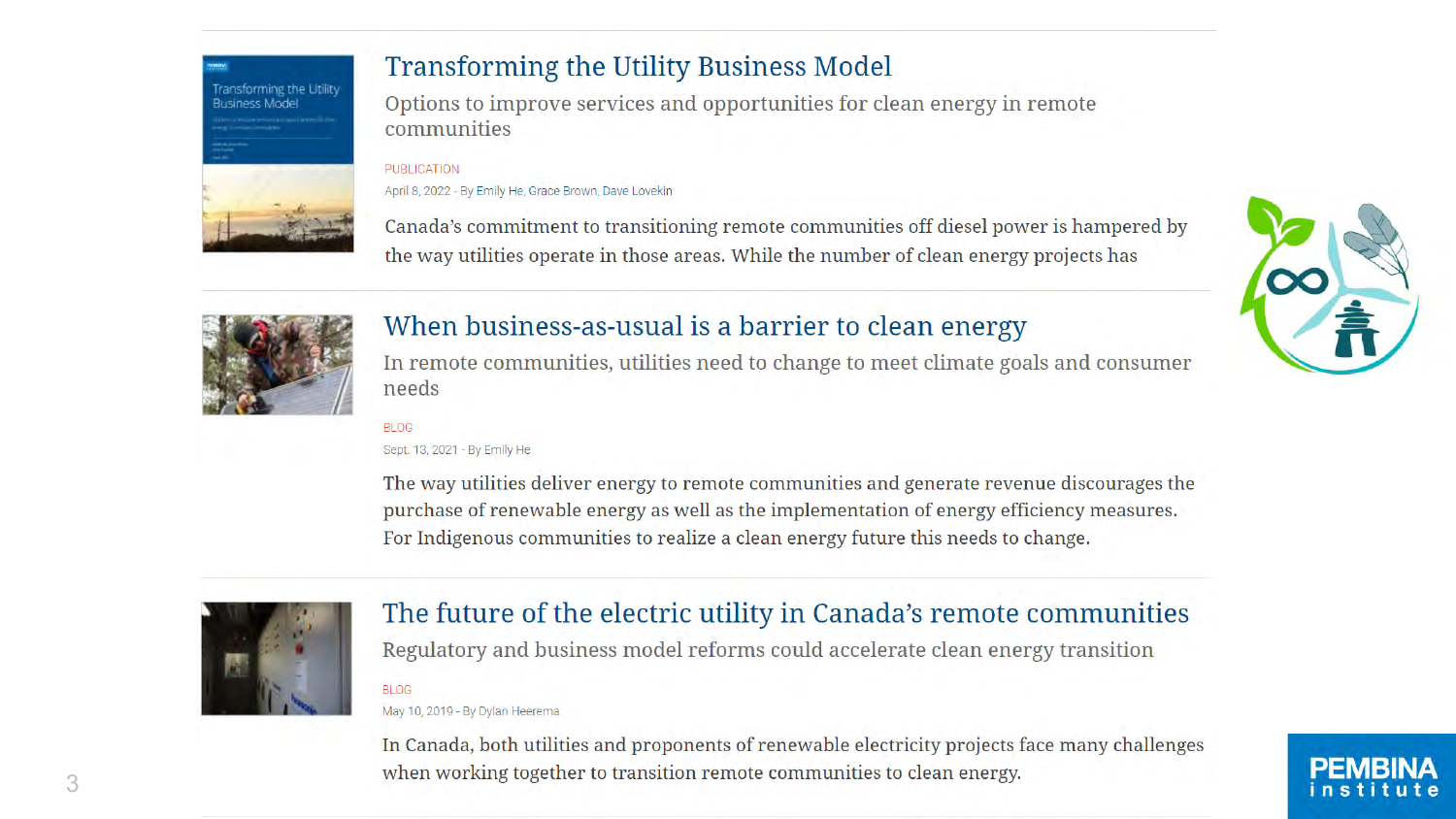## Transforming the Utility Business Model

Options to improve services and opportunities for clean energy in remote communities

PUBLICATION

April 8, 2022 - By Emily He, Grace Brown, Dave Lovekin

Canada's commitment to transitioning remote communities off diesel power is hampered by the way utilities operate in those areas. While the number of clean energy projects has

## When business-as-usual is a barrier to clean energy

In remote communities, utilities need to change to meet climate goals and consumer needs

BLOG

Sept. 13, 2021 - By Emily He

The way utilities deliver energy to remote communities and generate revenue discourages the purchase of renewable energy as well as the implementation of energy efficiency measures. For Indigenous communities to realize a clean energy future this needs to change.

## The future of the electric utility in Canada's remote communities

Regulatory and business model reforms could accelerate clean energy transition

BLOG

May 10, 2019 - By Dylan Heerema

In Canada, both utilities and proponents of renewable electricity projects face many challenges when working together to transition remote communities to clean energy.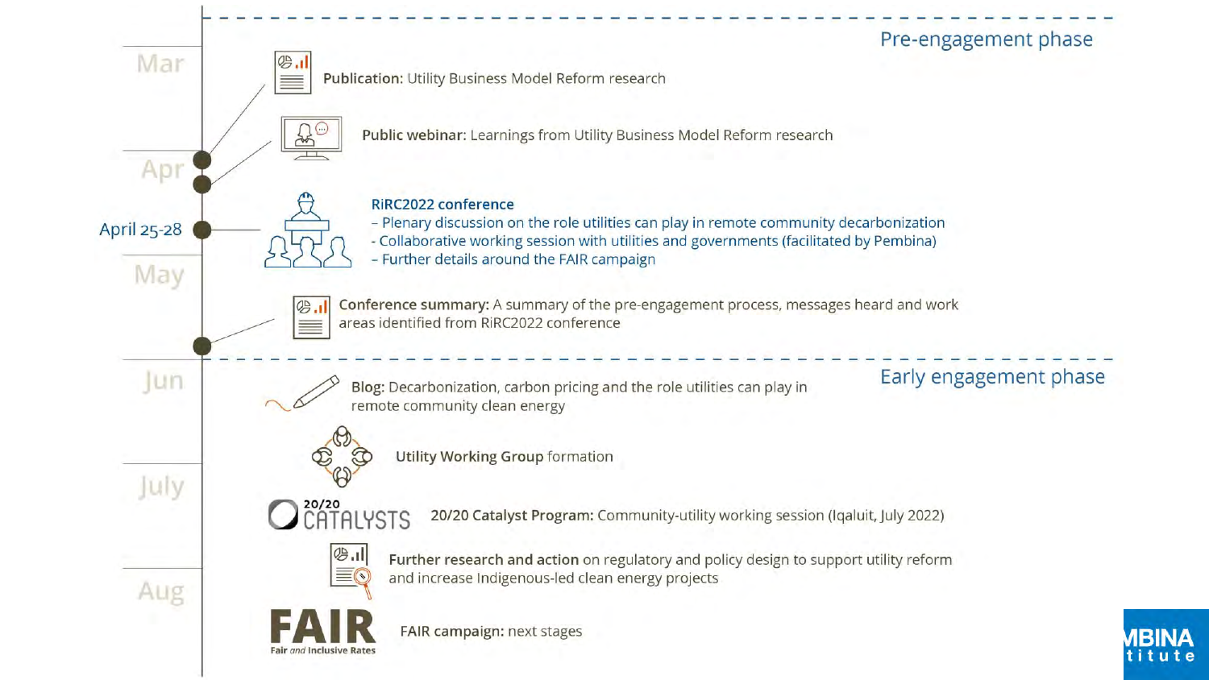## Pre-engagement phase

**Mar**

- **Publication:** Utility Business Model Reform research
- **Public webinar:** Learnings from Utility Business Model Reform research

**Apr**

**April 25-28**

- **RiRC2022 conference**
  - Plenary discussion on the role utilities can play in remote community decarbonization
  - Collaborative working session with utilities and governments (facilitated by Pembina)
  - Further details around the FAIR campaign

**May**

- **Conference summary:** A summary of the pre-engagement process, messages heard and work areas identified from RiRC2022 conference

## Early engagement phase

**Jun**

- **Blog:** Decarbonization, carbon pricing and the role utilities can play in remote community clean energy
- **Utility Working Group** formation

**July**

- 20/20 CATALYSTS — **20/20 Catalyst Program:** Community-utility working session (Iqaluit, July 2022)
- **Further research and action** on regulatory and policy design to support utility reform and increase Indigenous-led clean energy projects

**Aug**

- FAIR — Fair *and* Inclusive Rates — **FAIR campaign:** next stages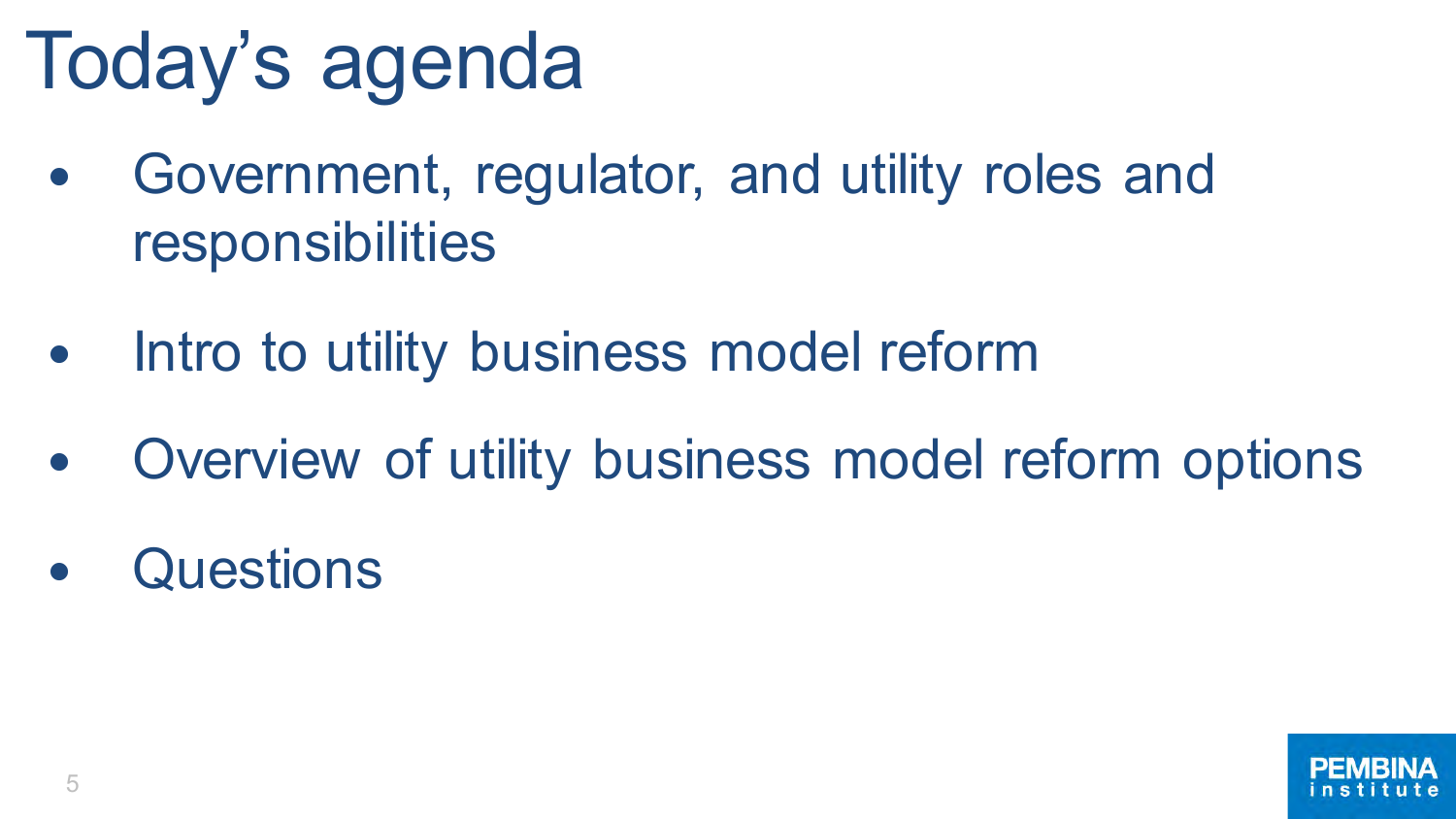# Today's agenda

- Government, regulator, and utility roles and responsibilities
- Intro to utility business model reform
- Overview of utility business model reform options
- Questions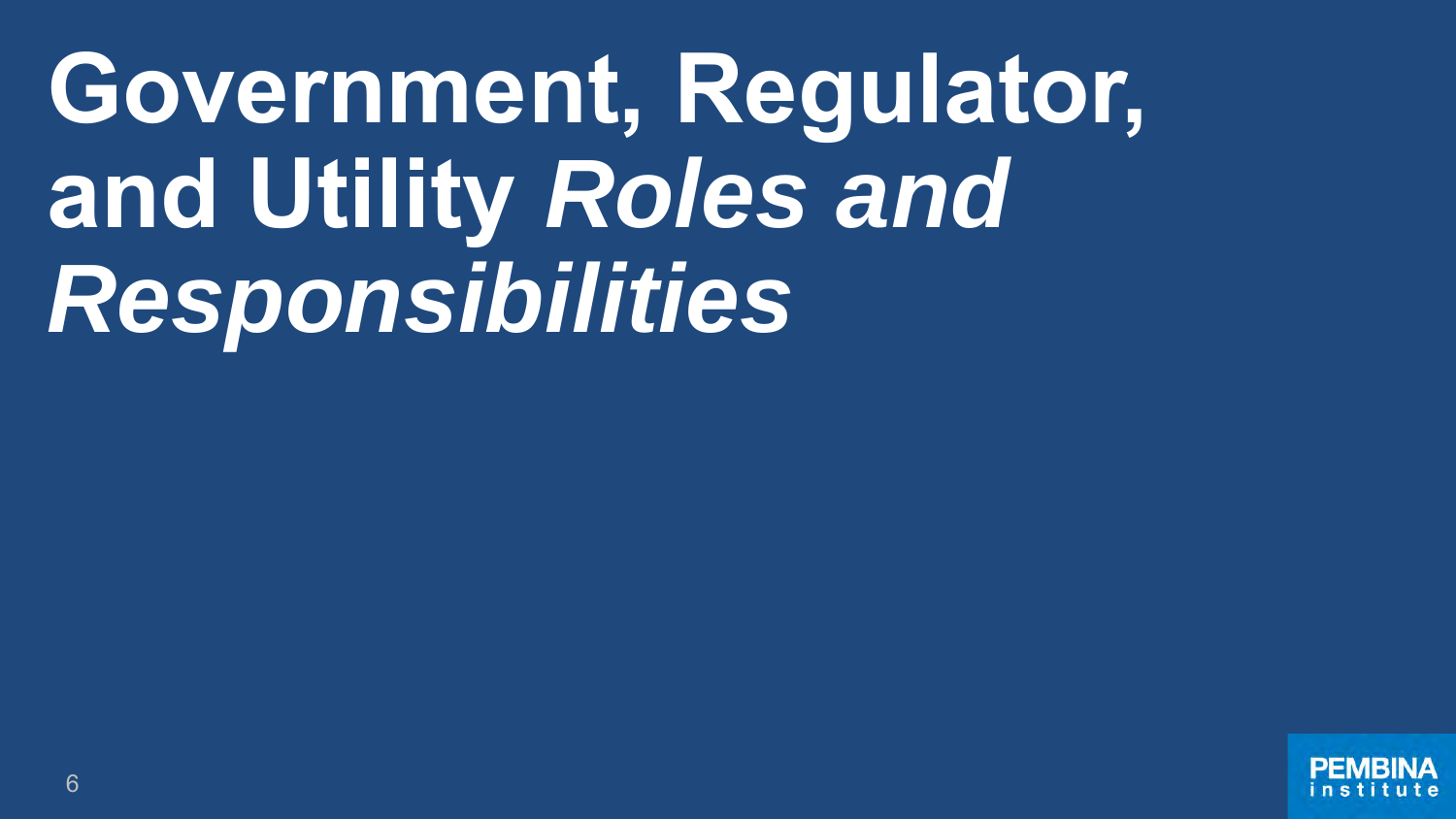# Government, Regulator, and Utility *Roles and Responsibilities*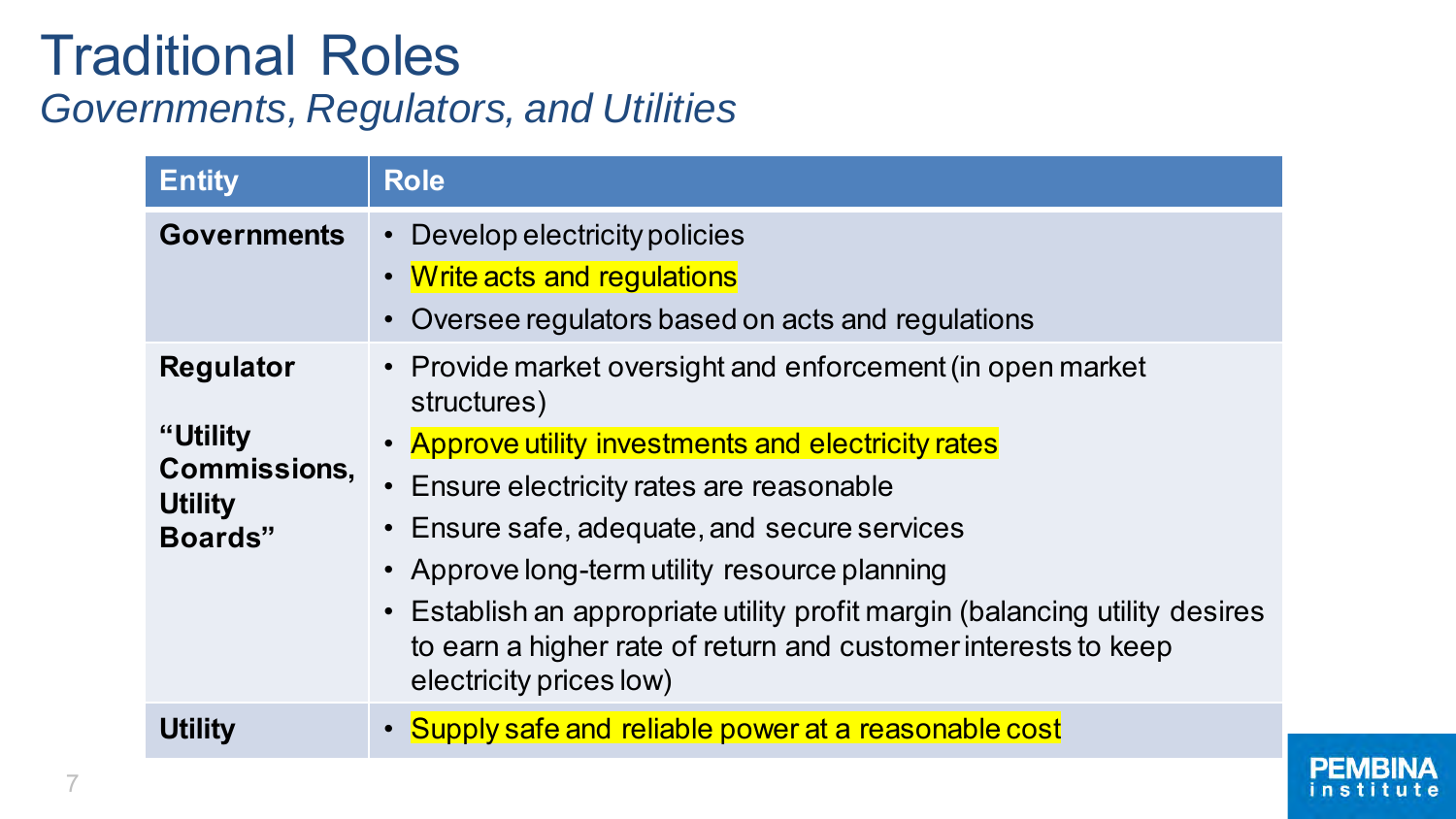# Traditional Roles

*Governments, Regulators, and Utilities*

| Entity | Role |
| --- | --- |
| **Governments** | • Develop electricity policies<br>• Write acts and regulations<br>• Oversee regulators based on acts and regulations |
| **Regulator**<br><br>**“Utility Commissions, Utility Boards”** | • Provide market oversight and enforcement (in open market structures)<br>• Approve utility investments and electricity rates<br>• Ensure electricity rates are reasonable<br>• Ensure safe, adequate, and secure services<br>• Approve long-term utility resource planning<br>• Establish an appropriate utility profit margin (balancing utility desires to earn a higher rate of return and customer interests to keep electricity prices low) |
| **Utility** | • Supply safe and reliable power at a reasonable cost |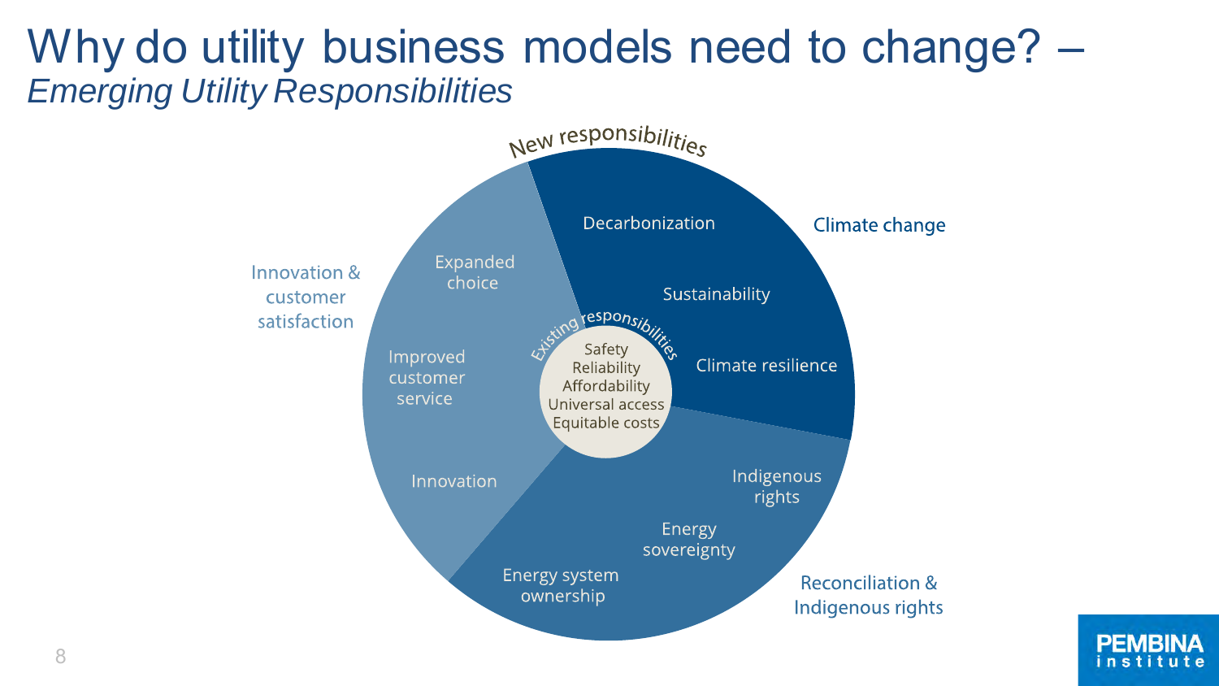# Why do utility business models need to change? – *Emerging Utility Responsibilities*

New responsibilities

**Climate change**
- Decarbonization
- Sustainability
- Climate resilience

**Reconciliation & Indigenous rights**
- Indigenous rights
- Energy sovereignty
- Energy system ownership

**Innovation & customer satisfaction**
- Expanded choice
- Improved customer service
- Innovation

Existing responsibilities
- Safety
- Reliability
- Affordability
- Universal access
- Equitable costs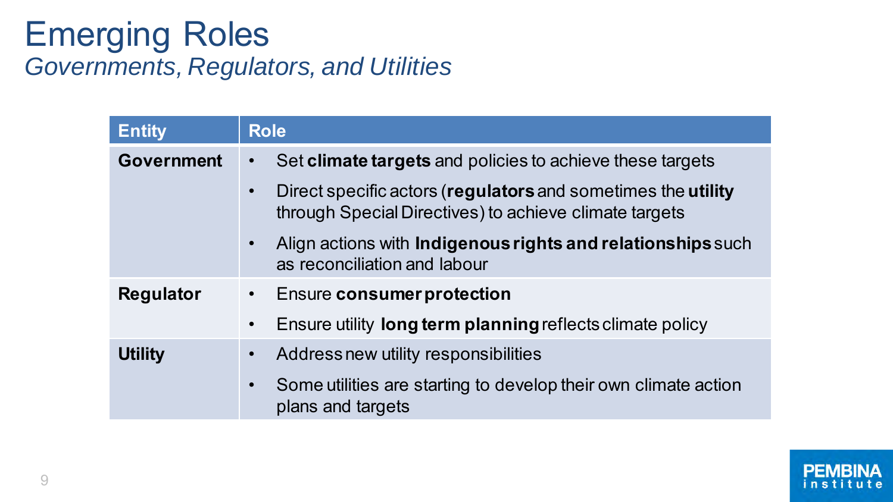# Emerging Roles

*Governments, Regulators, and Utilities*

| Entity | Role |
| --- | --- |
| **Government** | • Set **climate targets** and policies to achieve these targets<br>• Direct specific actors (**regulators** and sometimes the **utility** through Special Directives) to achieve climate targets<br>• Align actions with **Indigenous rights and relationships** such as reconciliation and labour |
| **Regulator** | • Ensure **consumer protection**<br>• Ensure utility **long term planning** reflects climate policy |
| **Utility** | • Address new utility responsibilities<br>• Some utilities are starting to develop their own climate action plans and targets |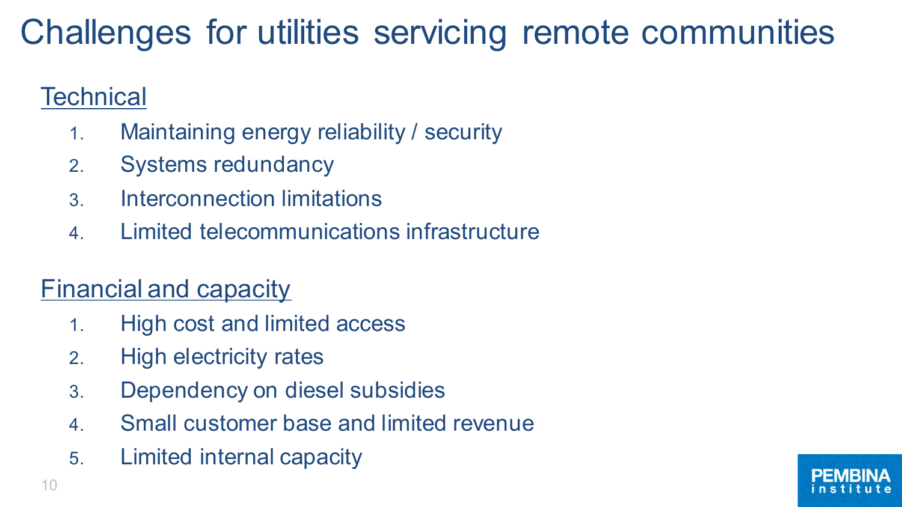# Challenges for utilities servicing remote communities

## Technical

1. Maintaining energy reliability / security
2. Systems redundancy
3. Interconnection limitations
4. Limited telecommunications infrastructure

## Financial and capacity

1. High cost and limited access
2. High electricity rates
3. Dependency on diesel subsidies
4. Small customer base and limited revenue
5. Limited internal capacity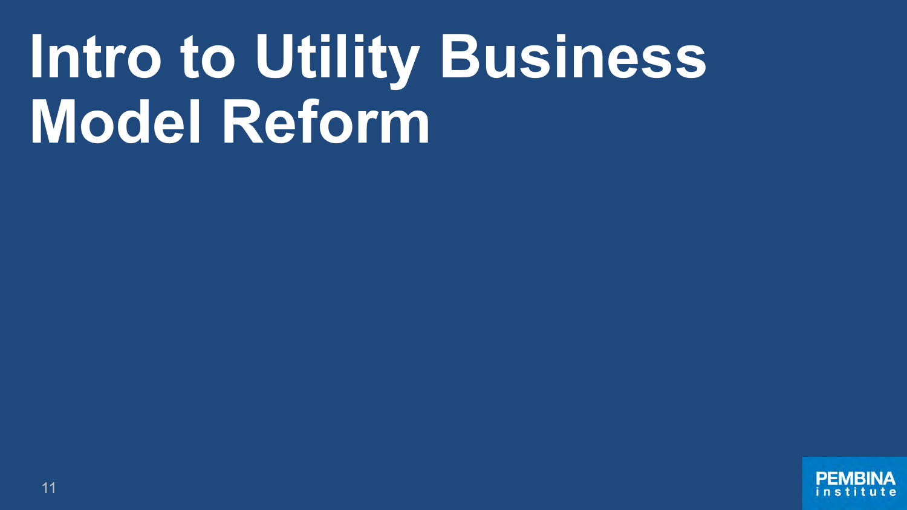# Intro to Utility Business Model Reform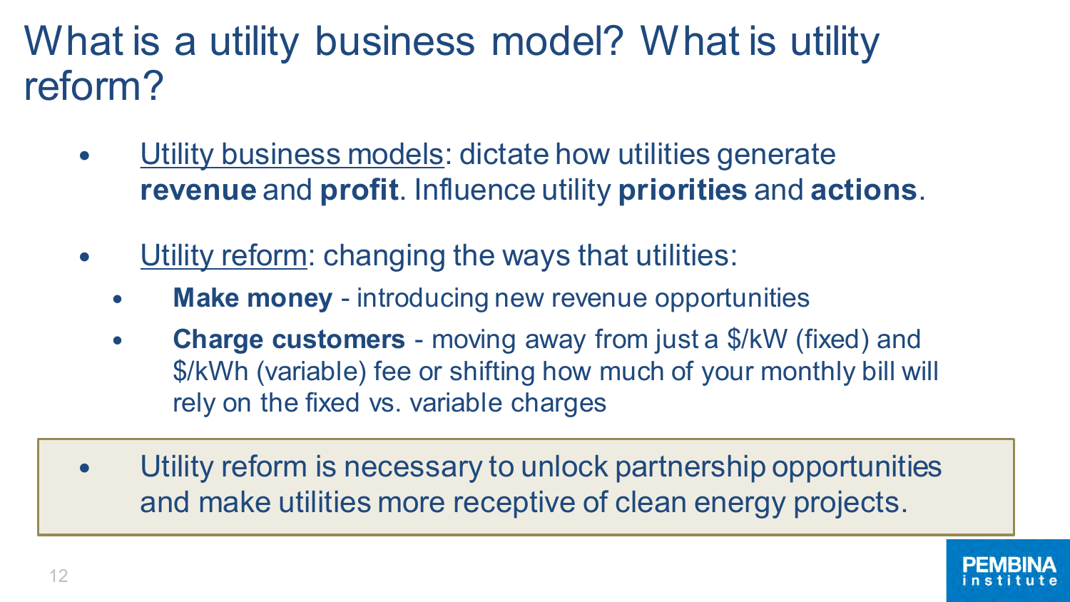# What is a utility business model? What is utility reform?

- Utility business models: dictate how utilities generate **revenue** and **profit**. Influence utility **priorities** and **actions**.

- Utility reform: changing the ways that utilities:
  - **Make money** - introducing new revenue opportunities
  - **Charge customers** - moving away from just a $/kW (fixed) and $/kWh (variable) fee or shifting how much of your monthly bill will rely on the fixed vs. variable charges

- Utility reform is necessary to unlock partnership opportunities and make utilities more receptive of clean energy projects.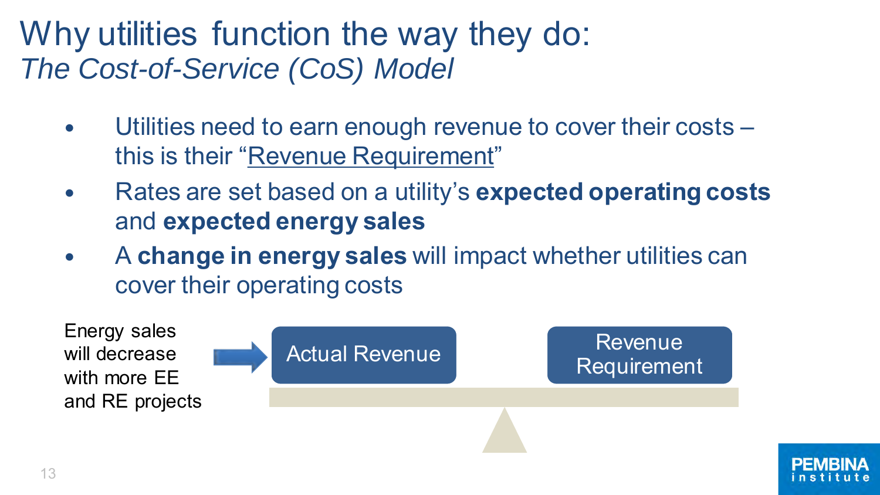# Why utilities function the way they do: *The Cost-of-Service (CoS) Model*

- Utilities need to earn enough revenue to cover their costs – this is their "Revenue Requirement"
- Rates are set based on a utility's **expected operating costs** and **expected energy sales**
- A **change in energy sales** will impact whether utilities can cover their operating costs

Energy sales will decrease with more EE and RE projects → Actual Revenue

Revenue Requirement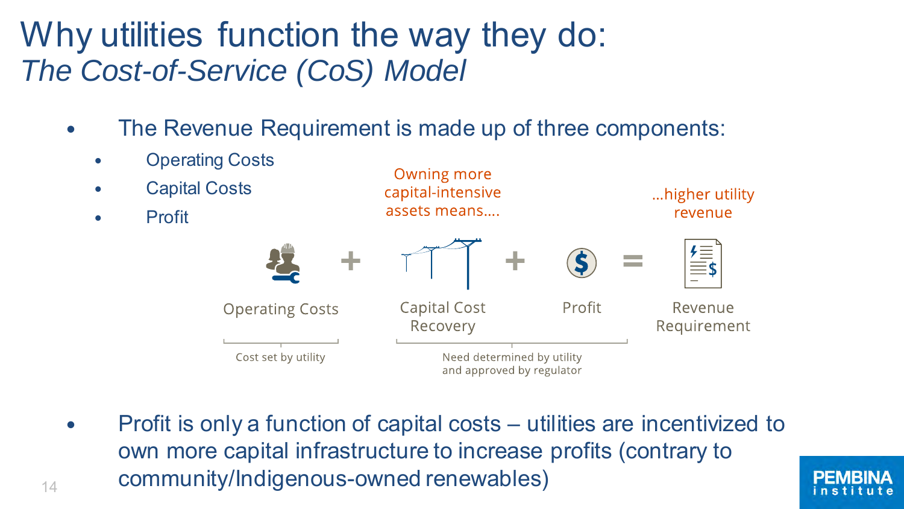# Why utilities function the way they do:
## *The Cost-of-Service (CoS) Model*

- The Revenue Requirement is made up of three components:
  - Operating Costs
  - Capital Costs
  - Profit

Owning more capital-intensive assets means….

…higher utility revenue

Operating Costs + Capital Cost Recovery + Profit = Revenue Requirement

Cost set by utility

Need determined by utility and approved by regulator

- Profit is only a function of capital costs – utilities are incentivized to own more capital infrastructure to increase profits (contrary to community/Indigenous-owned renewables)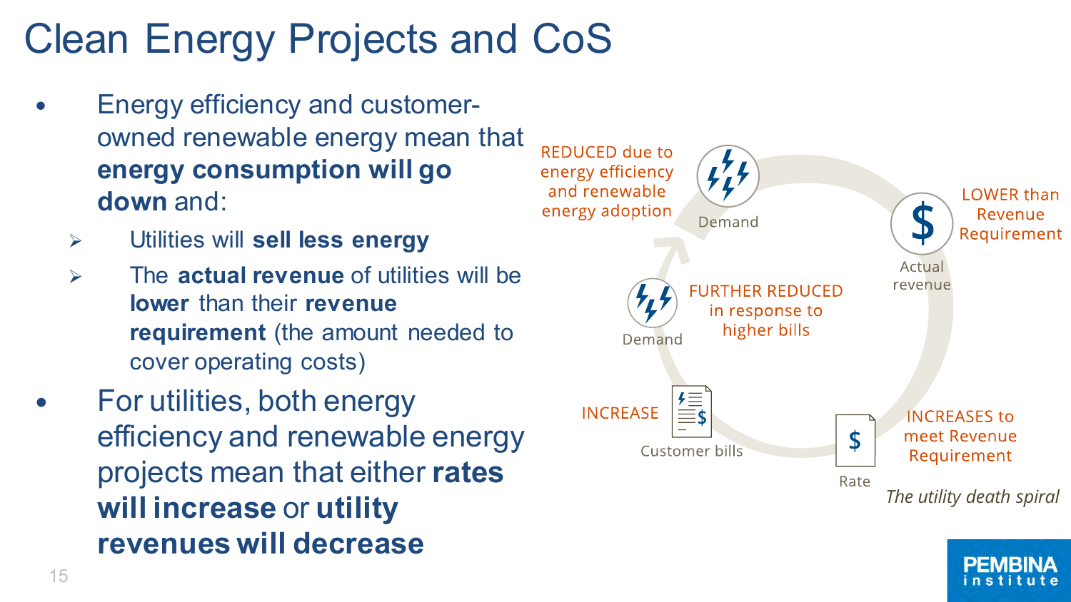# Clean Energy Projects and CoS

- Energy efficiency and customer-owned renewable energy mean that **energy consumption will go down** and:
  - Utilities will **sell less energy**
  - The **actual revenue** of utilities will be **lower** than their **revenue requirement** (the amount needed to cover operating costs)
- For utilities, both energy efficiency and renewable energy projects mean that either **rates will increase** or **utility revenues will decrease**

Demand: REDUCED due to energy efficiency and renewable energy adoption

Actual revenue: LOWER than Revenue Requirement

Rate: INCREASES to meet Revenue Requirement

Customer bills: INCREASE

Demand: FURTHER REDUCED in response to higher bills

*The utility death spiral*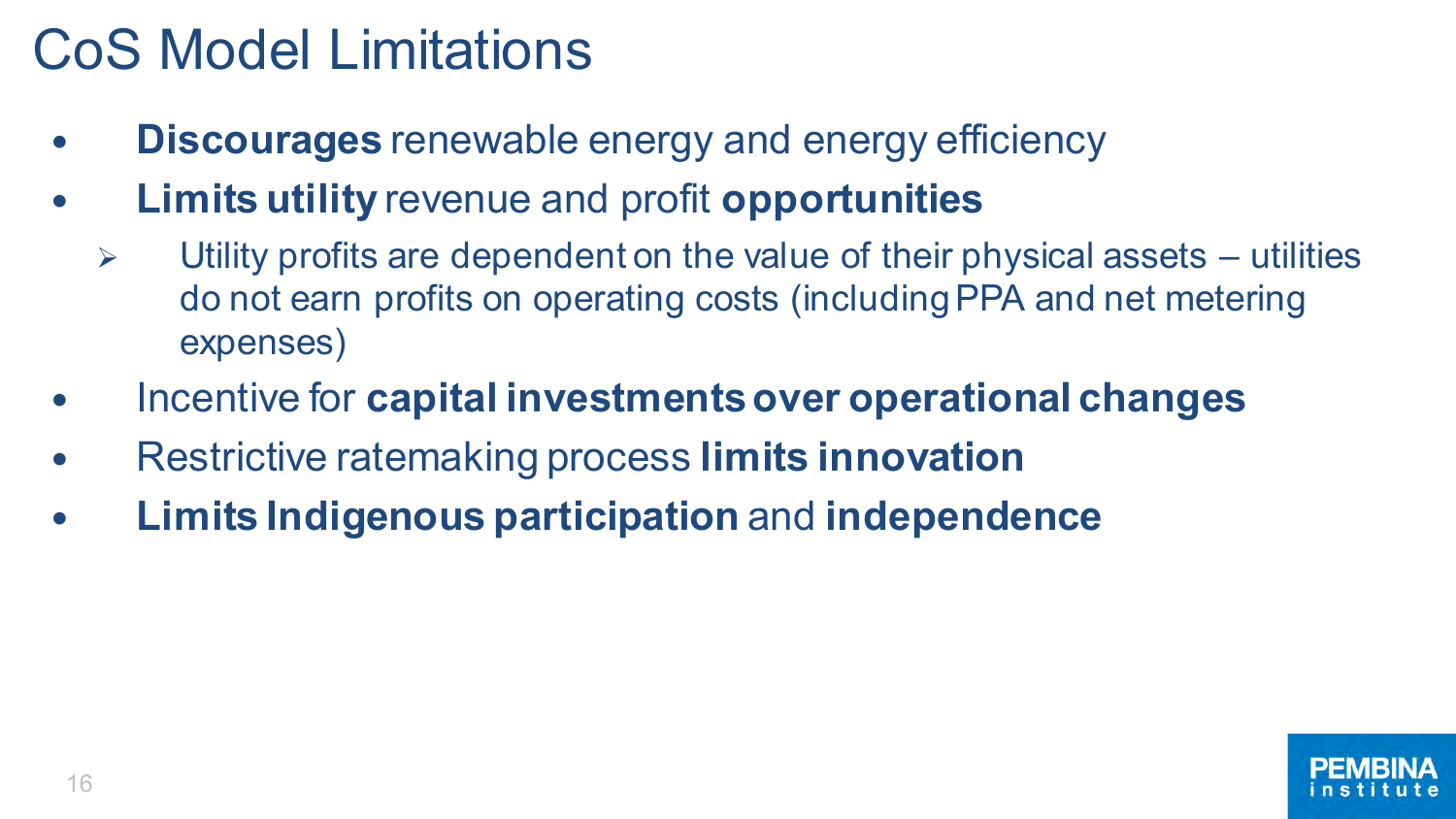# CoS Model Limitations

- **Discourages** renewable energy and energy efficiency
- **Limits utility** revenue and profit **opportunities**
  - Utility profits are dependent on the value of their physical assets – utilities do not earn profits on operating costs (including PPA and net metering expenses)
- Incentive for **capital investments over operational changes**
- Restrictive ratemaking process **limits innovation**
- **Limits Indigenous participation** and **independence**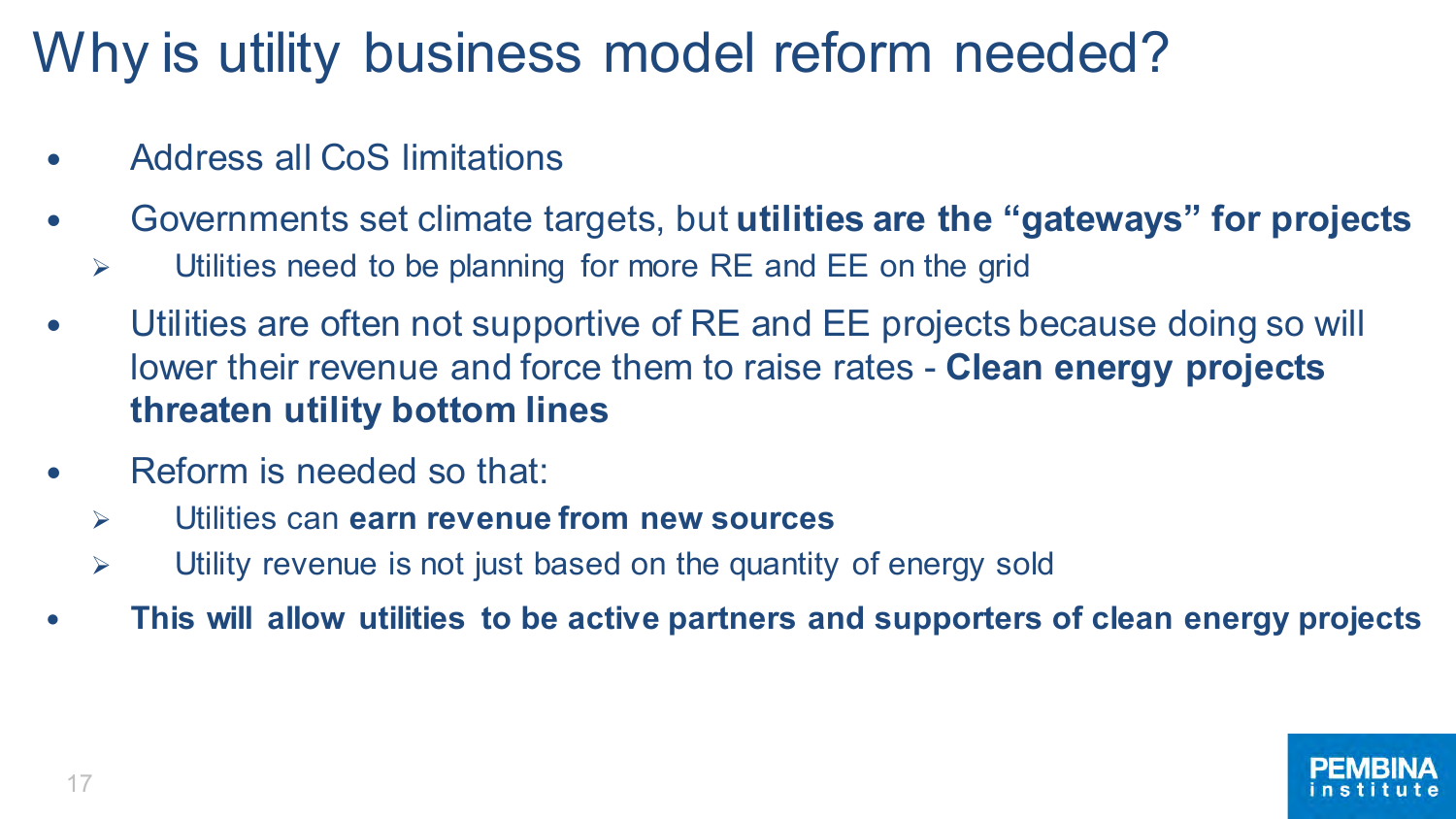# Why is utility business model reform needed?

- Address all CoS limitations
- Governments set climate targets, but **utilities are the "gateways" for projects**
  - Utilities need to be planning for more RE and EE on the grid
- Utilities are often not supportive of RE and EE projects because doing so will lower their revenue and force them to raise rates - **Clean energy projects threaten utility bottom lines**
- Reform is needed so that:
  - Utilities can **earn revenue from new sources**
  - Utility revenue is not just based on the quantity of energy sold
- **This will allow utilities to be active partners and supporters of clean energy projects**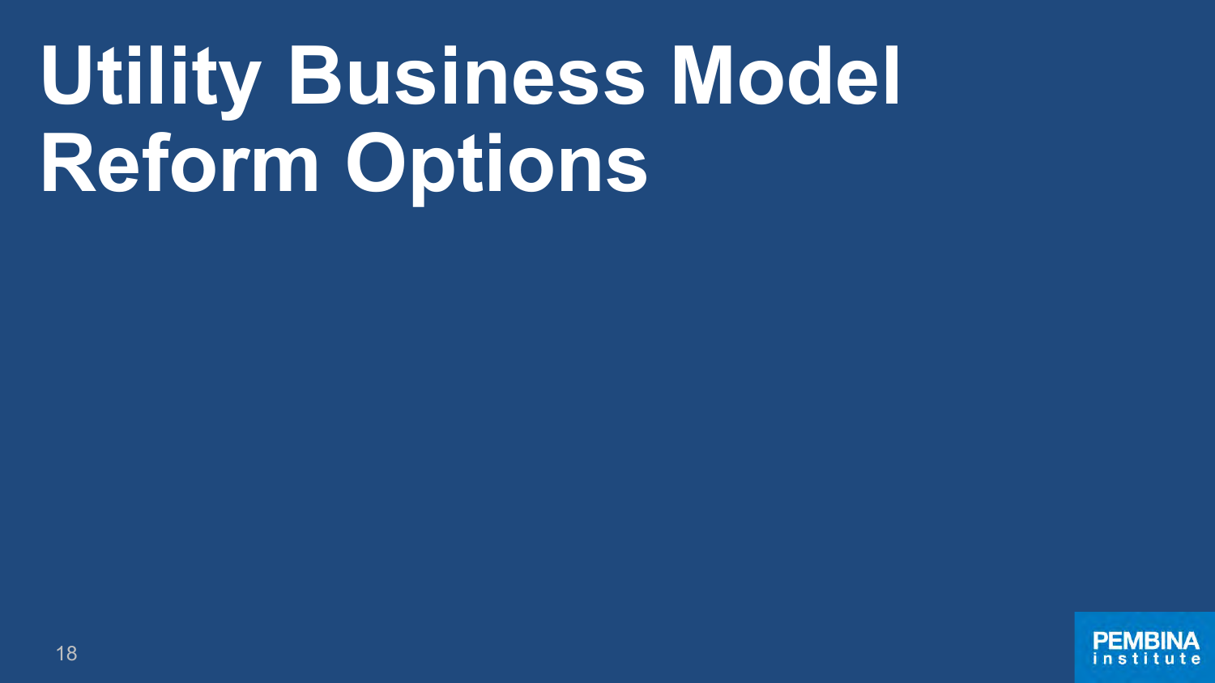# Utility Business Model Reform Options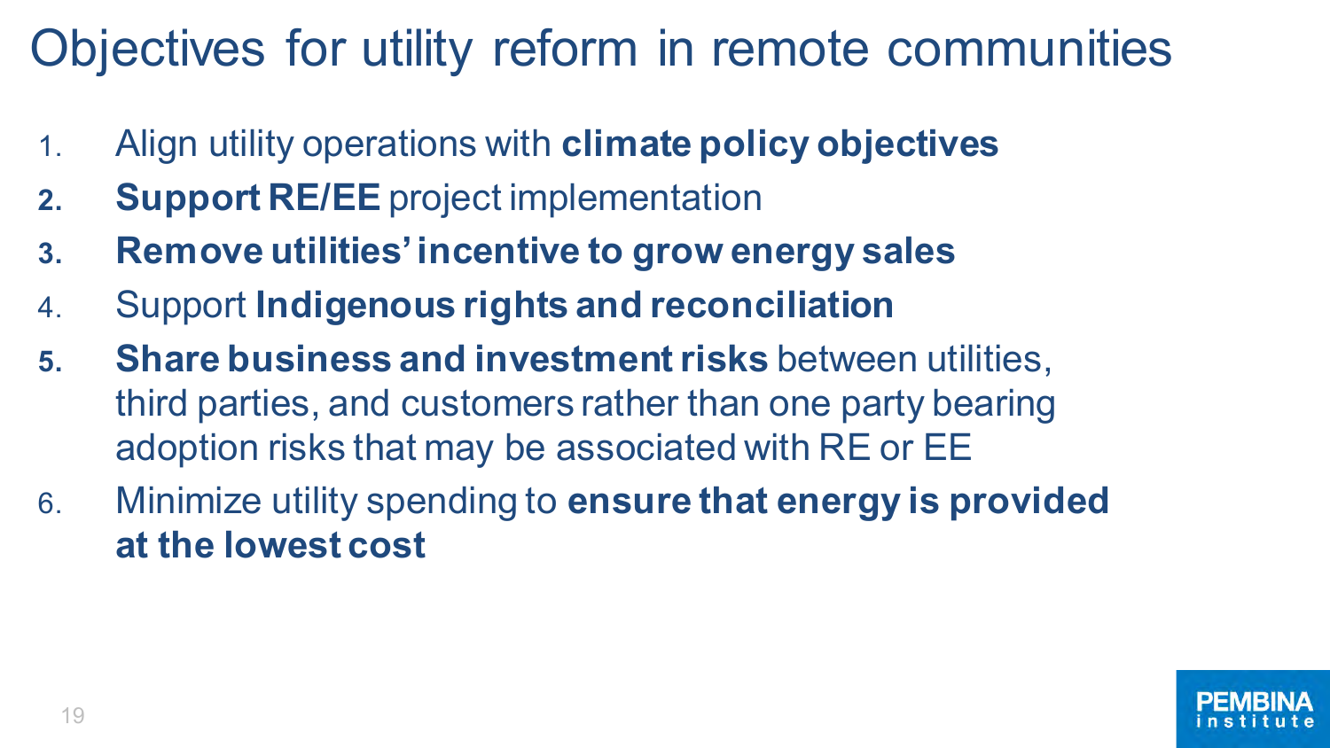# Objectives for utility reform in remote communities

1. Align utility operations with **climate policy objectives**
2. **Support RE/EE** project implementation
3. **Remove utilities' incentive to grow energy sales**
4. Support **Indigenous rights and reconciliation**
5. **Share business and investment risks** between utilities, third parties, and customers rather than one party bearing adoption risks that may be associated with RE or EE
6. Minimize utility spending to **ensure that energy is provided at the lowest cost**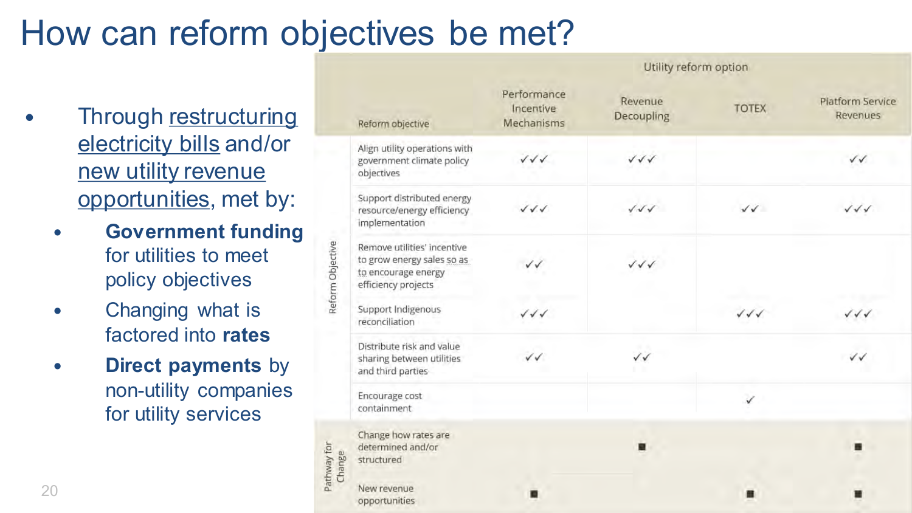# How can reform objectives be met?

- Through restructuring electricity bills and/or new utility revenue opportunities, met by:
  - **Government funding** for utilities to meet policy objectives
  - Changing what is factored into **rates**
  - **Direct payments** by non-utility companies for utility services

| | | Utility reform option | | | |
|---|---|---|---|---|---|
| | Reform objective | Performance Incentive Mechanisms | Revenue Decoupling | TOTEX | Platform Service Revenues |
| Reform Objective | Align utility operations with government climate policy objectives | ✓✓✓ | ✓✓✓ | | ✓✓ |
| | Support distributed energy resource/energy efficiency implementation | ✓✓✓ | ✓✓✓ | ✓✓ | ✓✓✓ |
| | Remove utilities' incentive to grow energy sales so as to encourage energy efficiency projects | ✓✓ | ✓✓✓ | | |
| | Support Indigenous reconciliation | ✓✓✓ | | ✓✓✓ | ✓✓✓ |
| | Distribute risk and value sharing between utilities and third parties | ✓✓ | ✓✓ | | ✓✓ |
| | Encourage cost containment | | | ✓ | |
| Pathway for Change | Change how rates are determined and/or structured | | ■ | | ■ |
| | New revenue opportunities | ■ | | ■ | ■ |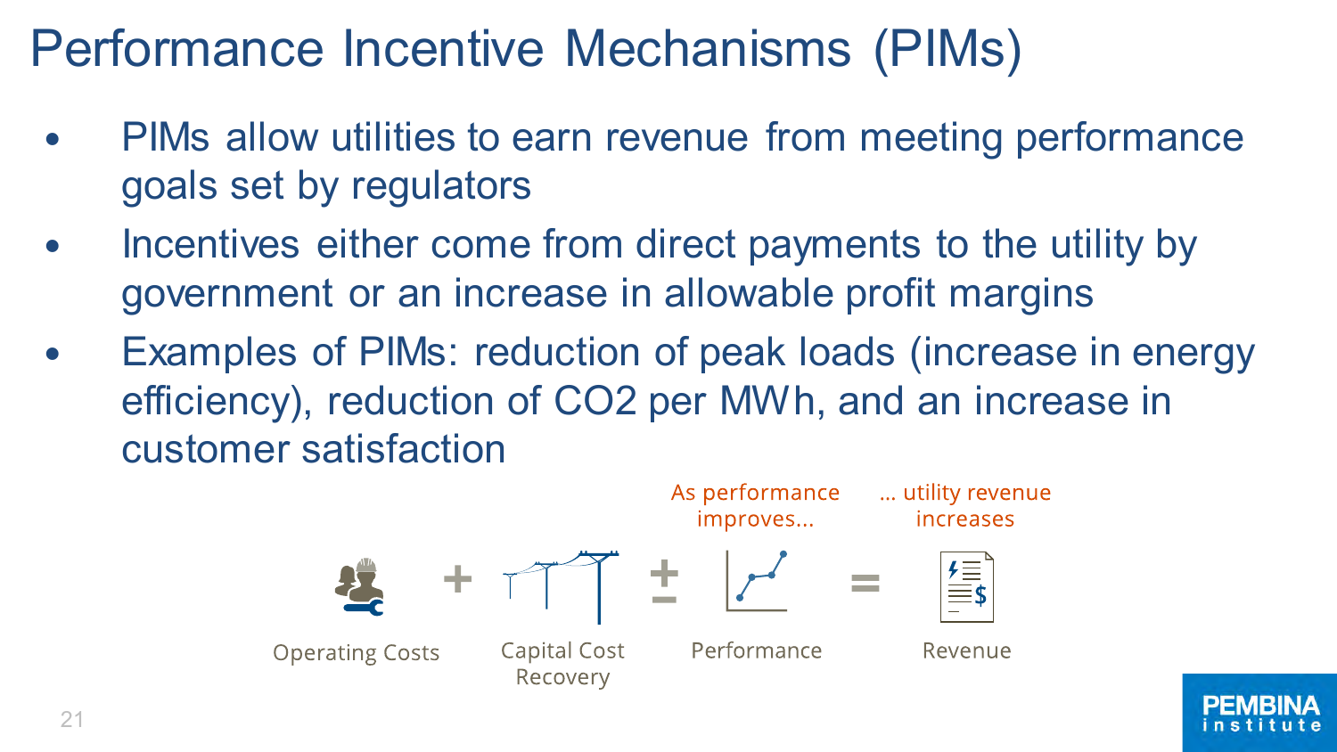# Performance Incentive Mechanisms (PIMs)

- PIMs allow utilities to earn revenue from meeting performance goals set by regulators
- Incentives either come from direct payments to the utility by government or an increase in allowable profit margins
- Examples of PIMs: reduction of peak loads (increase in energy efficiency), reduction of $CO_2$ per MWh, and an increase in customer satisfaction

As performance improves... ... utility revenue increases

Operating Costs + Capital Cost Recovery ± Performance = Revenue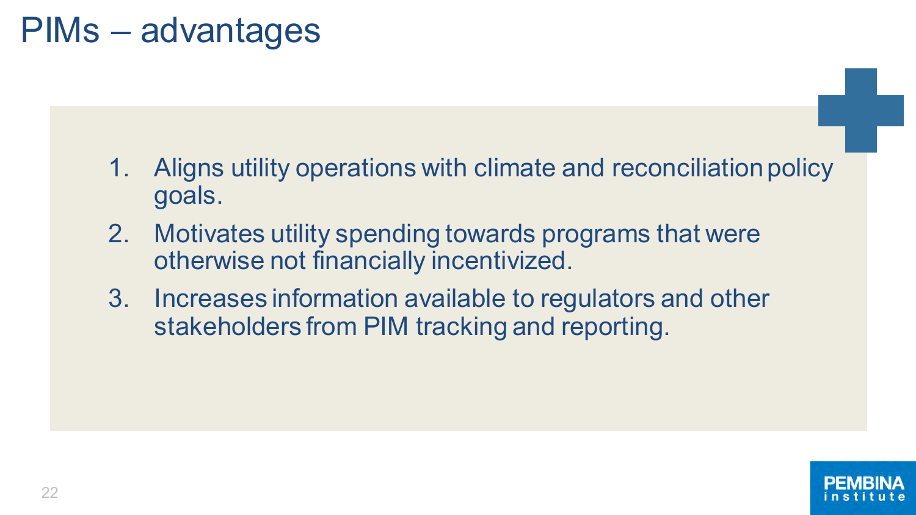# PIMs – advantages

1. Aligns utility operations with climate and reconciliation policy goals.
2. Motivates utility spending towards programs that were otherwise not financially incentivized.
3. Increases information available to regulators and other stakeholders from PIM tracking and reporting.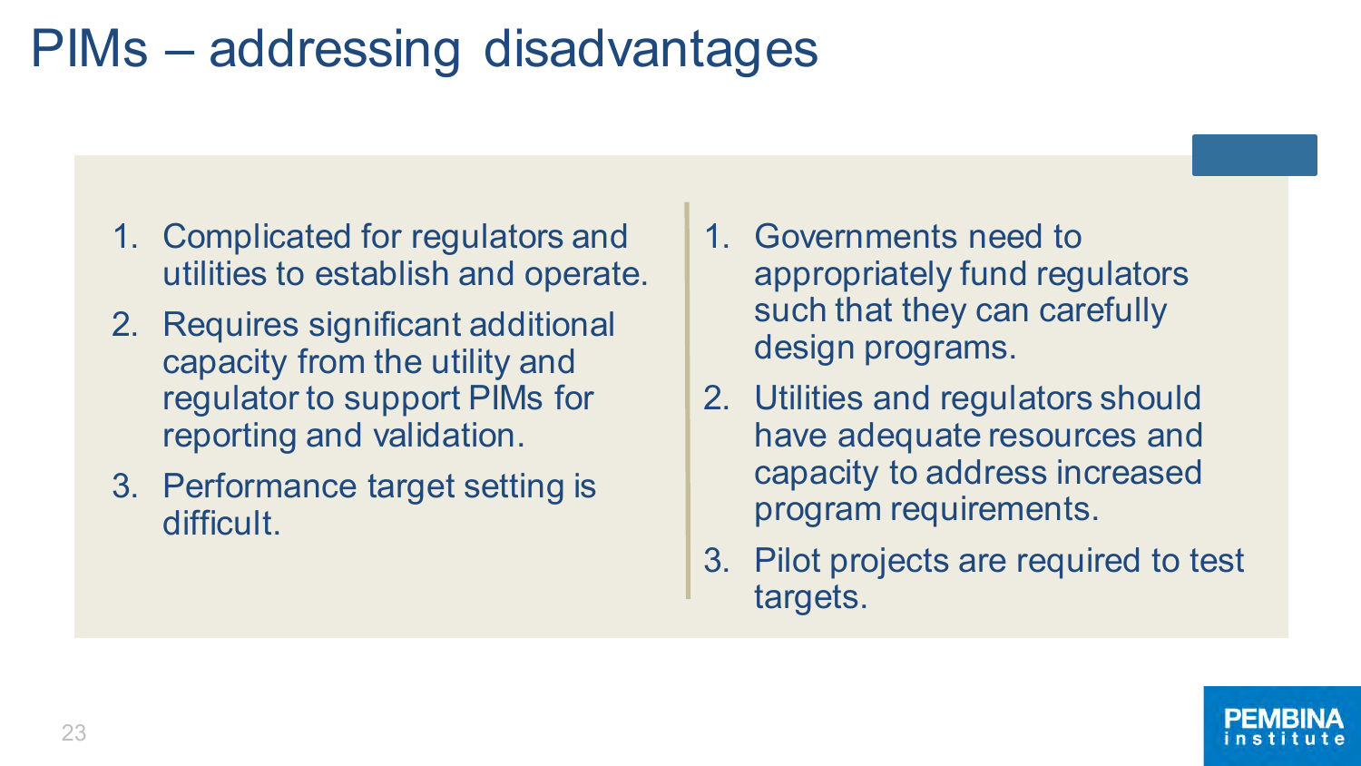# PIMs – addressing disadvantages

1. Complicated for regulators and utilities to establish and operate.
2. Requires significant additional capacity from the utility and regulator to support PIMs for reporting and validation.
3. Performance target setting is difficult.

1. Governments need to appropriately fund regulators such that they can carefully design programs.
2. Utilities and regulators should have adequate resources and capacity to address increased program requirements.
3. Pilot projects are required to test targets.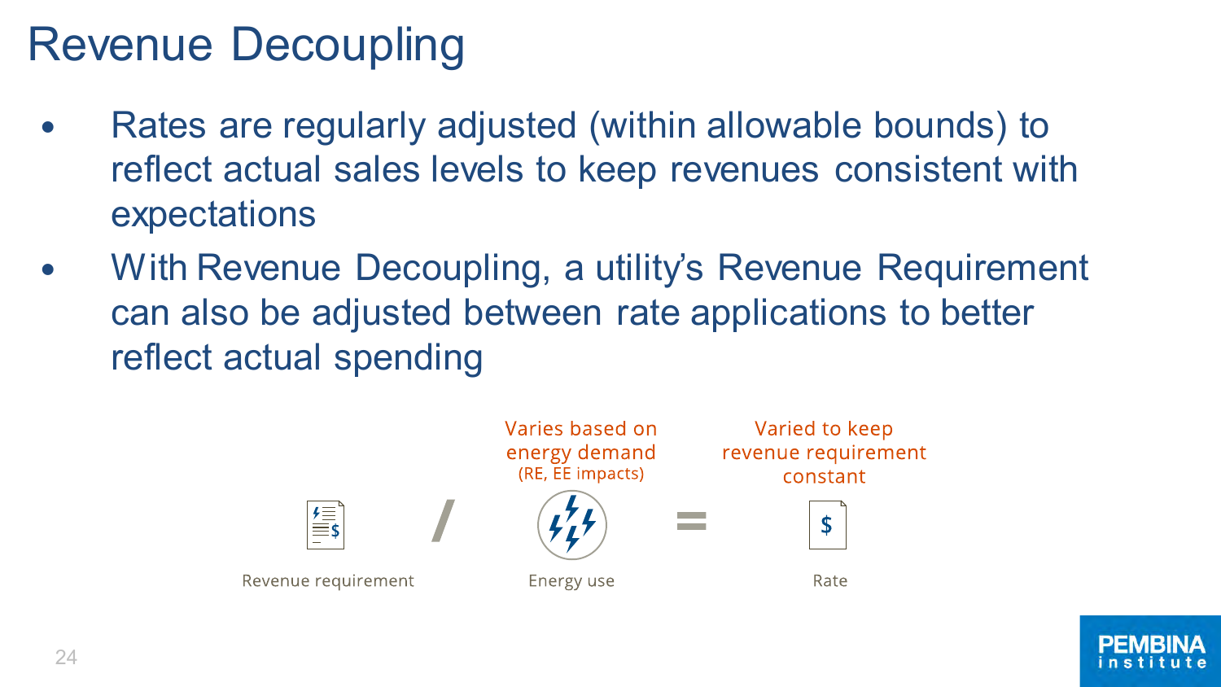# Revenue Decoupling

- Rates are regularly adjusted (within allowable bounds) to reflect actual sales levels to keep revenues consistent with expectations
- With Revenue Decoupling, a utility's Revenue Requirement can also be adjusted between rate applications to better reflect actual spending

Revenue requirement / Energy use = Rate

Energy use: Varies based on energy demand (RE, EE impacts)

Rate: Varied to keep revenue requirement constant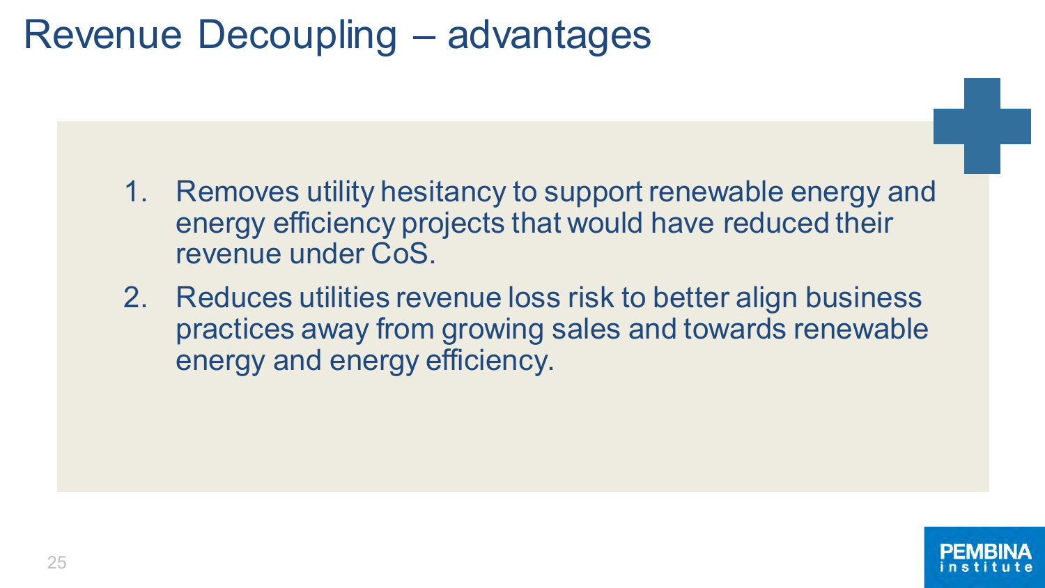# Revenue Decoupling – advantages

1. Removes utility hesitancy to support renewable energy and energy efficiency projects that would have reduced their revenue under CoS.
2. Reduces utilities revenue loss risk to better align business practices away from growing sales and towards renewable energy and energy efficiency.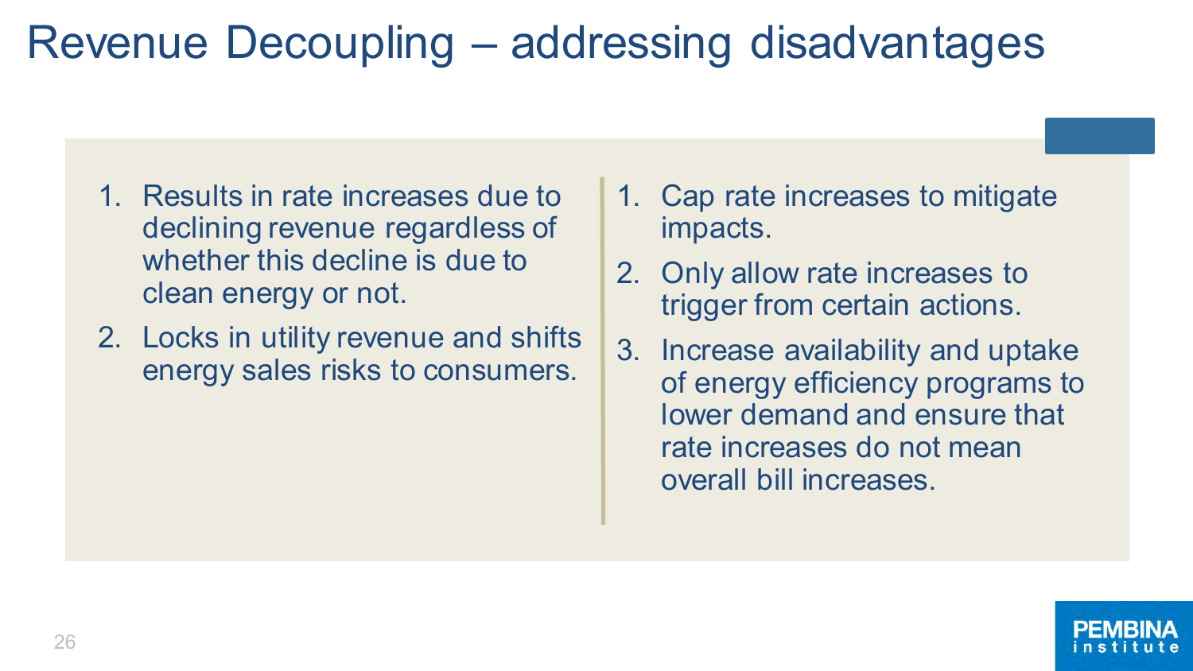# Revenue Decoupling – addressing disadvantages

1. Results in rate increases due to declining revenue regardless of whether this decline is due to clean energy or not.
2. Locks in utility revenue and shifts energy sales risks to consumers.

1. Cap rate increases to mitigate impacts.
2. Only allow rate increases to trigger from certain actions.
3. Increase availability and uptake of energy efficiency programs to lower demand and ensure that rate increases do not mean overall bill increases.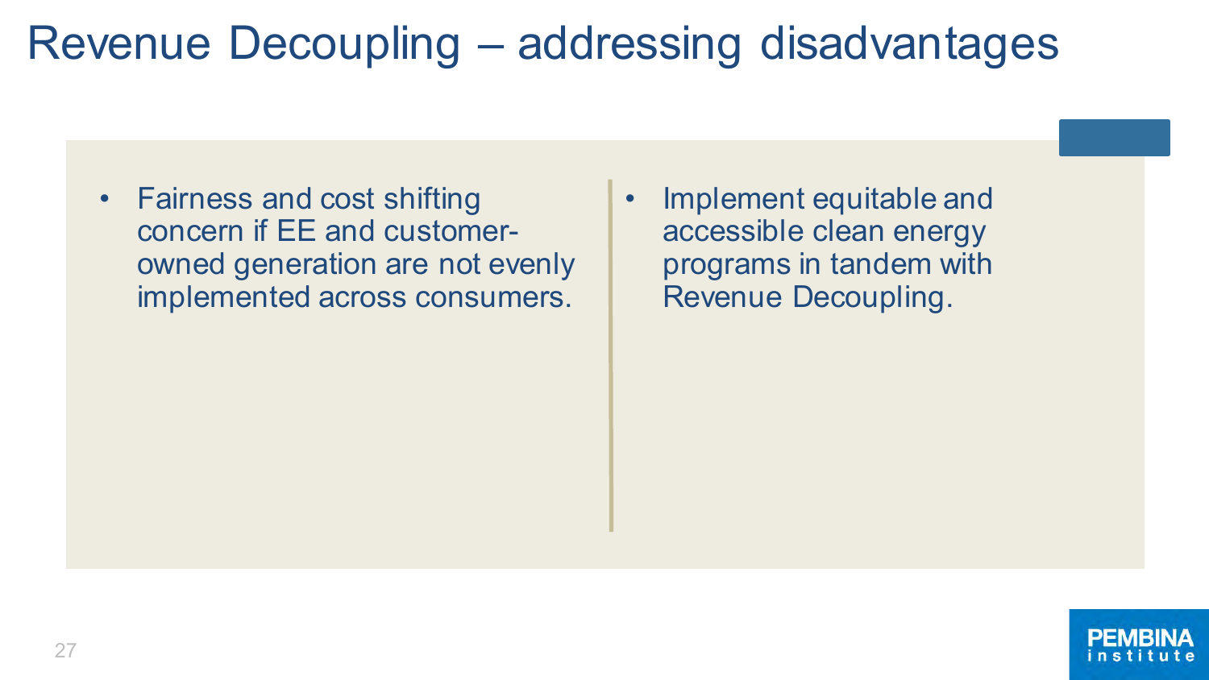# Revenue Decoupling – addressing disadvantages

- Fairness and cost shifting concern if EE and customer-owned generation are not evenly implemented across consumers.

- Implement equitable and accessible clean energy programs in tandem with Revenue Decoupling.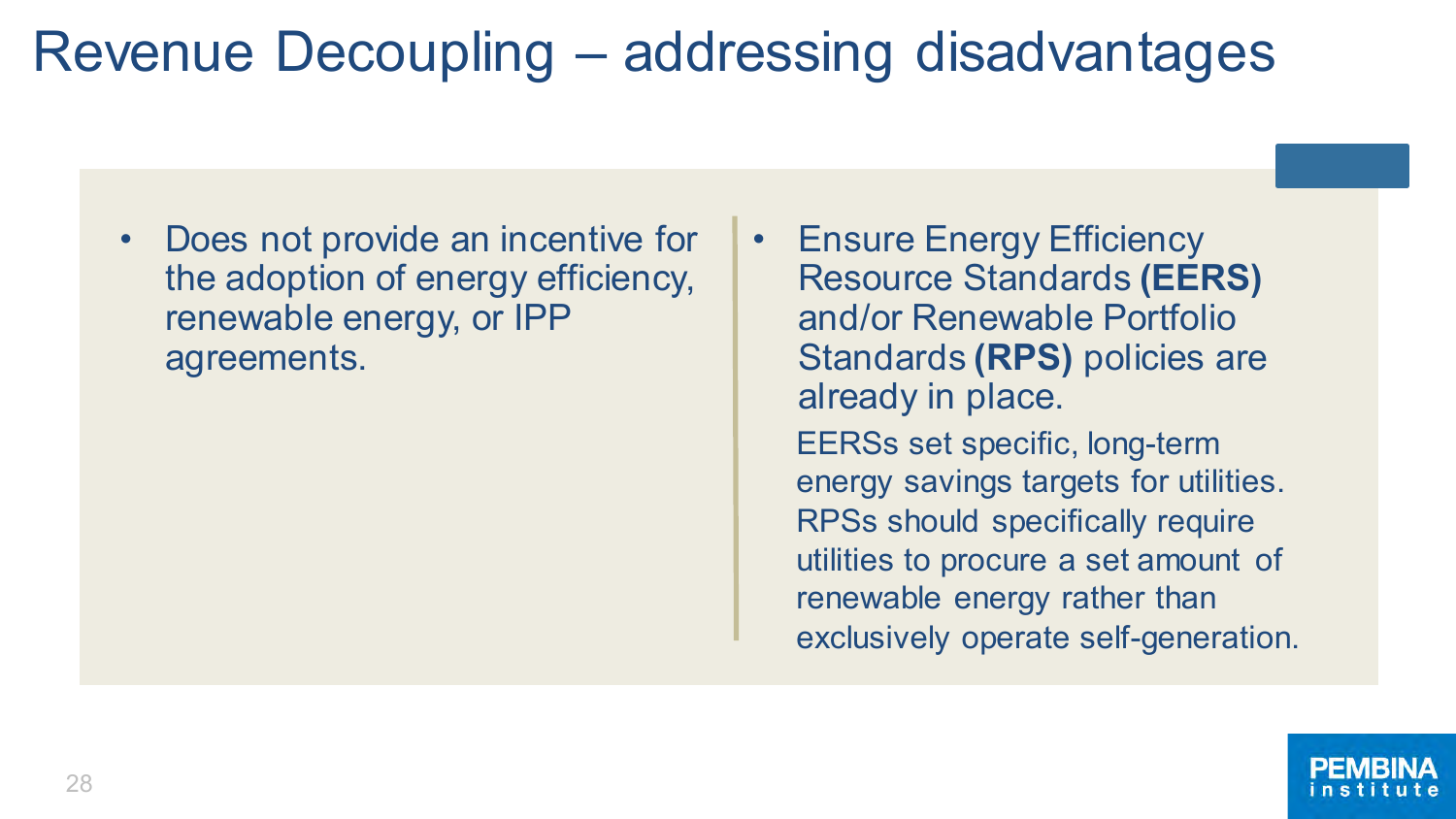# Revenue Decoupling – addressing disadvantages

- Does not provide an incentive for the adoption of energy efficiency, renewable energy, or IPP agreements.

- Ensure Energy Efficiency Resource Standards **(EERS)** and/or Renewable Portfolio Standards **(RPS)** policies are already in place.

  EERSs set specific, long-term energy savings targets for utilities. RPSs should specifically require utilities to procure a set amount of renewable energy rather than exclusively operate self-generation.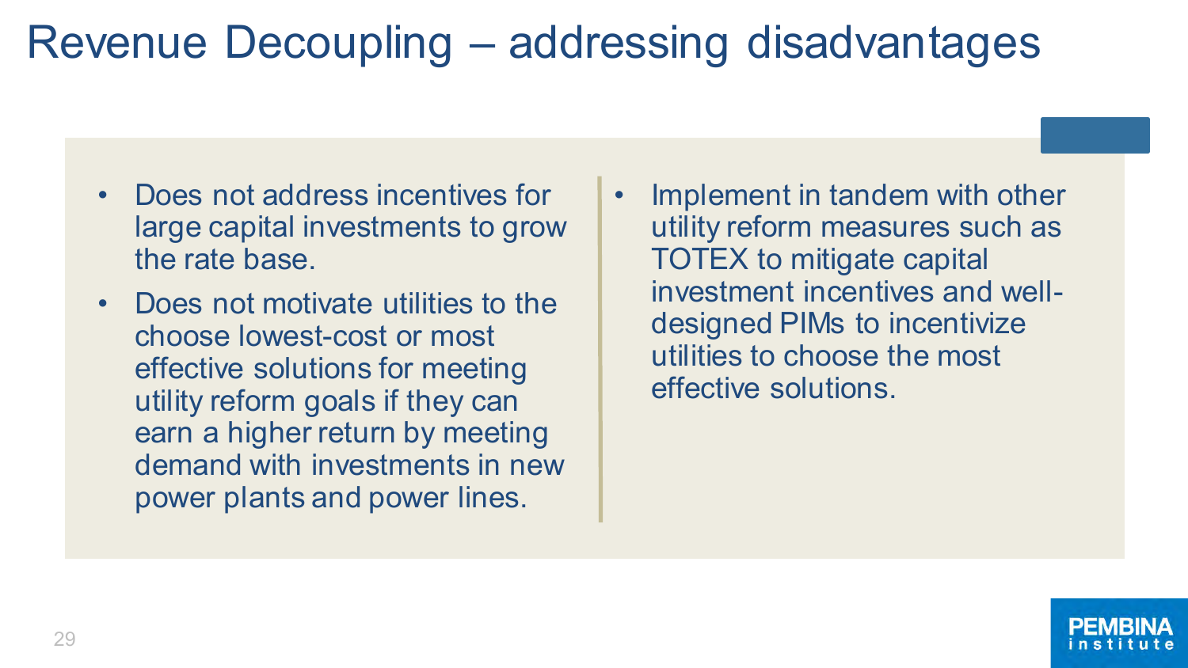# Revenue Decoupling – addressing disadvantages

- Does not address incentives for large capital investments to grow the rate base.
- Does not motivate utilities to the choose lowest-cost or most effective solutions for meeting utility reform goals if they can earn a higher return by meeting demand with investments in new power plants and power lines.

- Implement in tandem with other utility reform measures such as TOTEX to mitigate capital investment incentives and well-designed PIMs to incentivize utilities to choose the most effective solutions.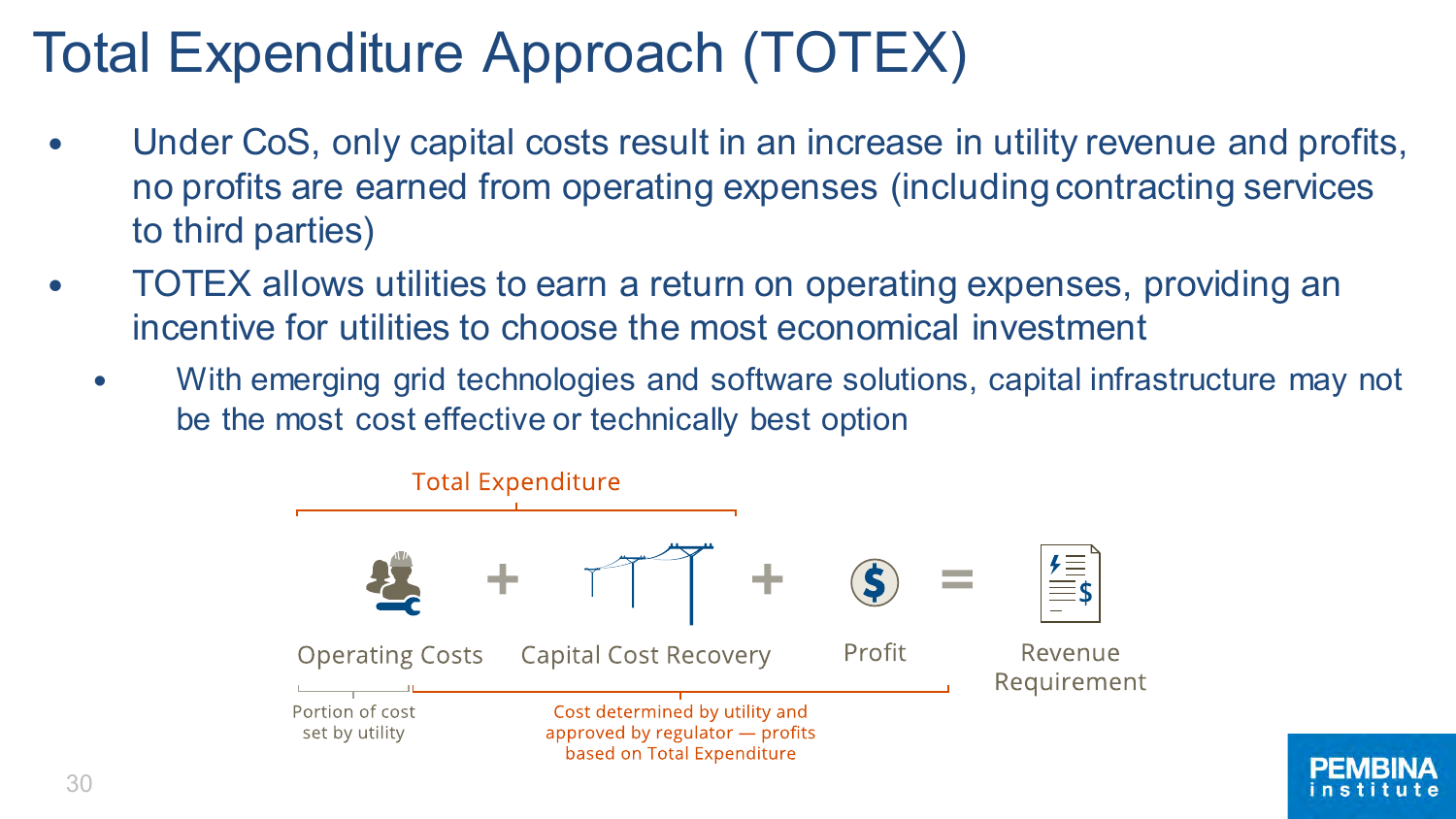# Total Expenditure Approach (TOTEX)

- Under CoS, only capital costs result in an increase in utility revenue and profits, no profits are earned from operating expenses (including contracting services to third parties)
- TOTEX allows utilities to earn a return on operating expenses, providing an incentive for utilities to choose the most economical investment
  - With emerging grid technologies and software solutions, capital infrastructure may not be the most cost effective or technically best option

Total Expenditure

Operating Costs + Capital Cost Recovery + Profit = Revenue Requirement

Portion of cost set by utility

Cost determined by utility and approved by regulator — profits based on Total Expenditure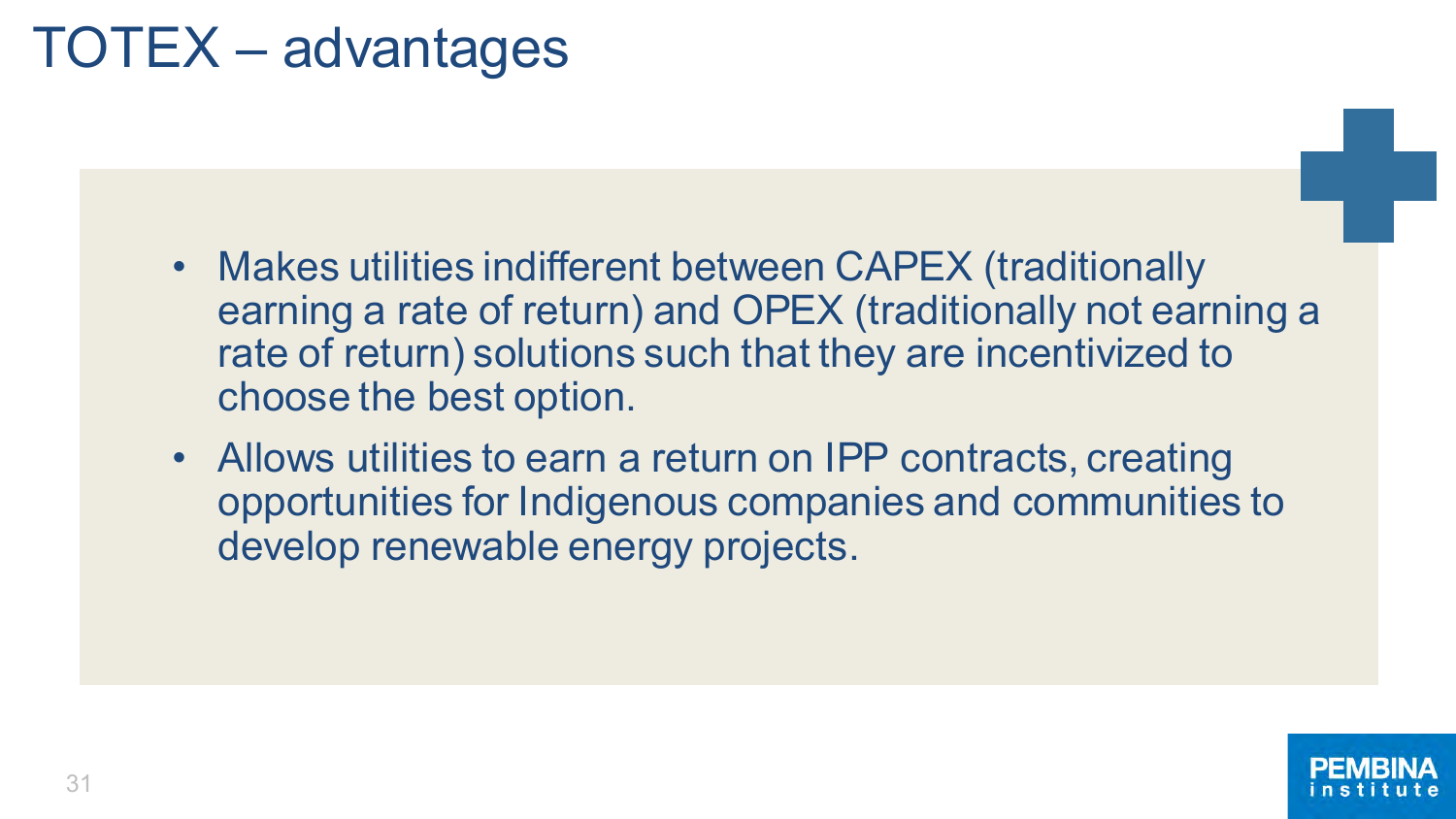# TOTEX – advantages

- Makes utilities indifferent between CAPEX (traditionally earning a rate of return) and OPEX (traditionally not earning a rate of return) solutions such that they are incentivized to choose the best option.
- Allows utilities to earn a return on IPP contracts, creating opportunities for Indigenous companies and communities to develop renewable energy projects.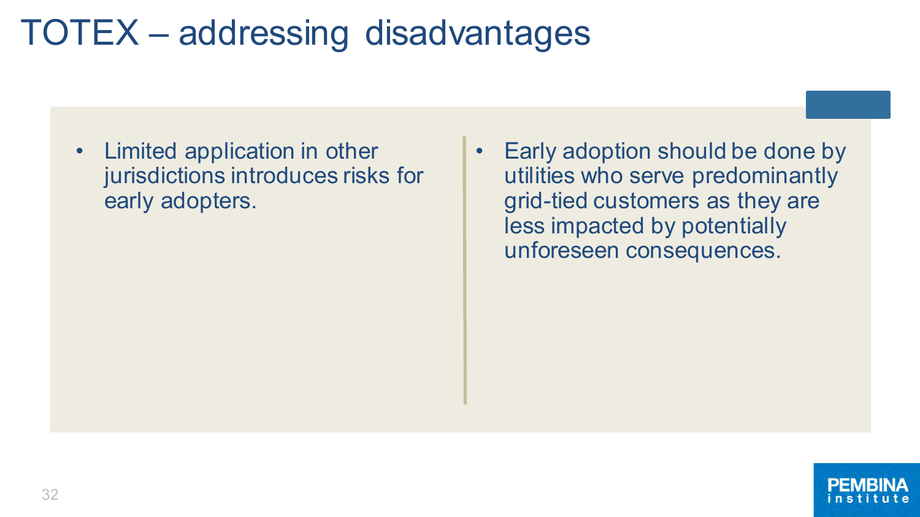# TOTEX – addressing disadvantages

- Limited application in other jurisdictions introduces risks for early adopters.

- Early adoption should be done by utilities who serve predominantly grid-tied customers as they are less impacted by potentially unforeseen consequences.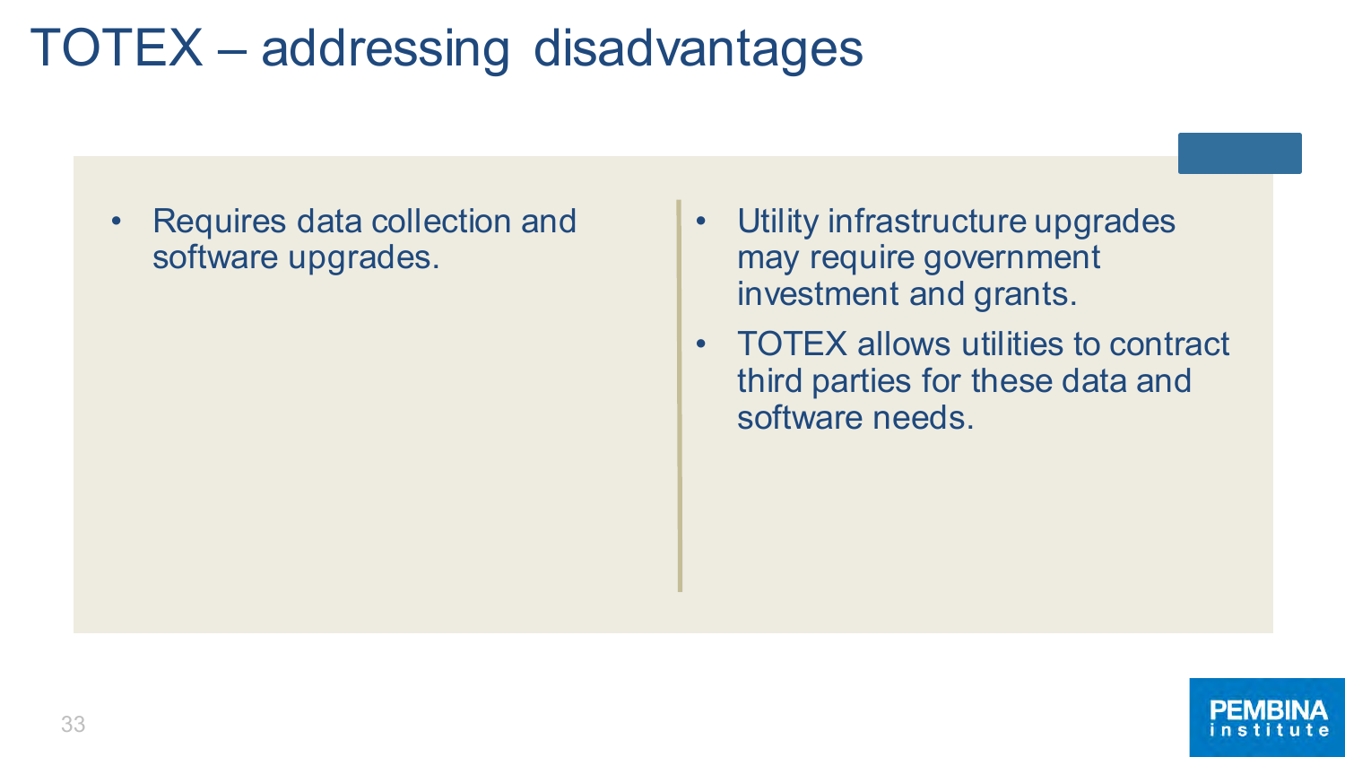# TOTEX – addressing disadvantages

- Requires data collection and software upgrades.

- Utility infrastructure upgrades may require government investment and grants.
- TOTEX allows utilities to contract third parties for these data and software needs.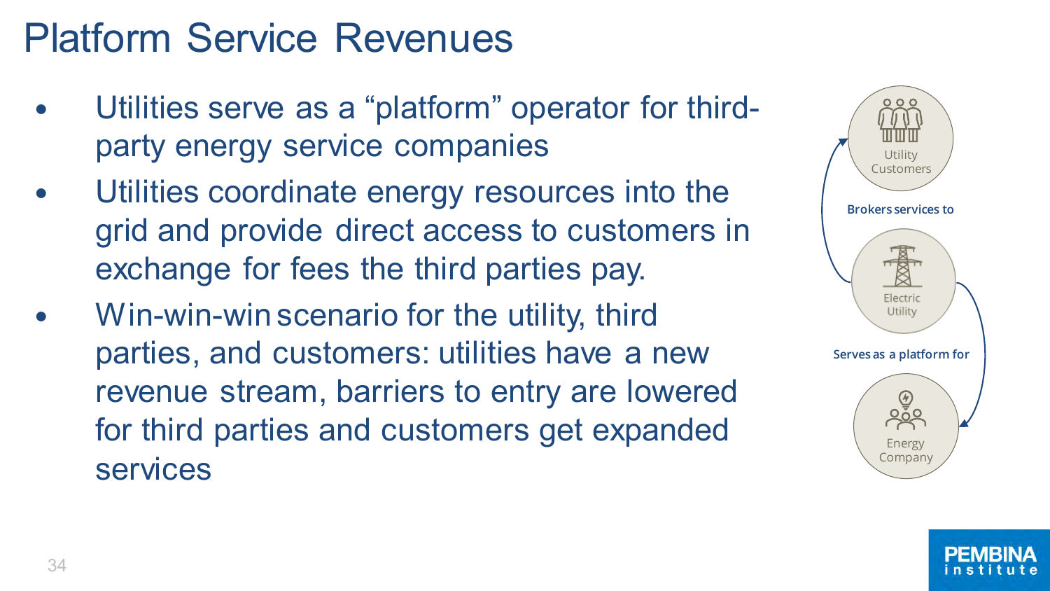# Platform Service Revenues

- Utilities serve as a “platform” operator for third-party energy service companies
- Utilities coordinate energy resources into the grid and provide direct access to customers in exchange for fees the third parties pay.
- Win-win-win scenario for the utility, third parties, and customers: utilities have a new revenue stream, barriers to entry are lowered for third parties and customers get expanded services

Utility Customers

Brokers services to

Electric Utility

Serves as a platform for

Energy Company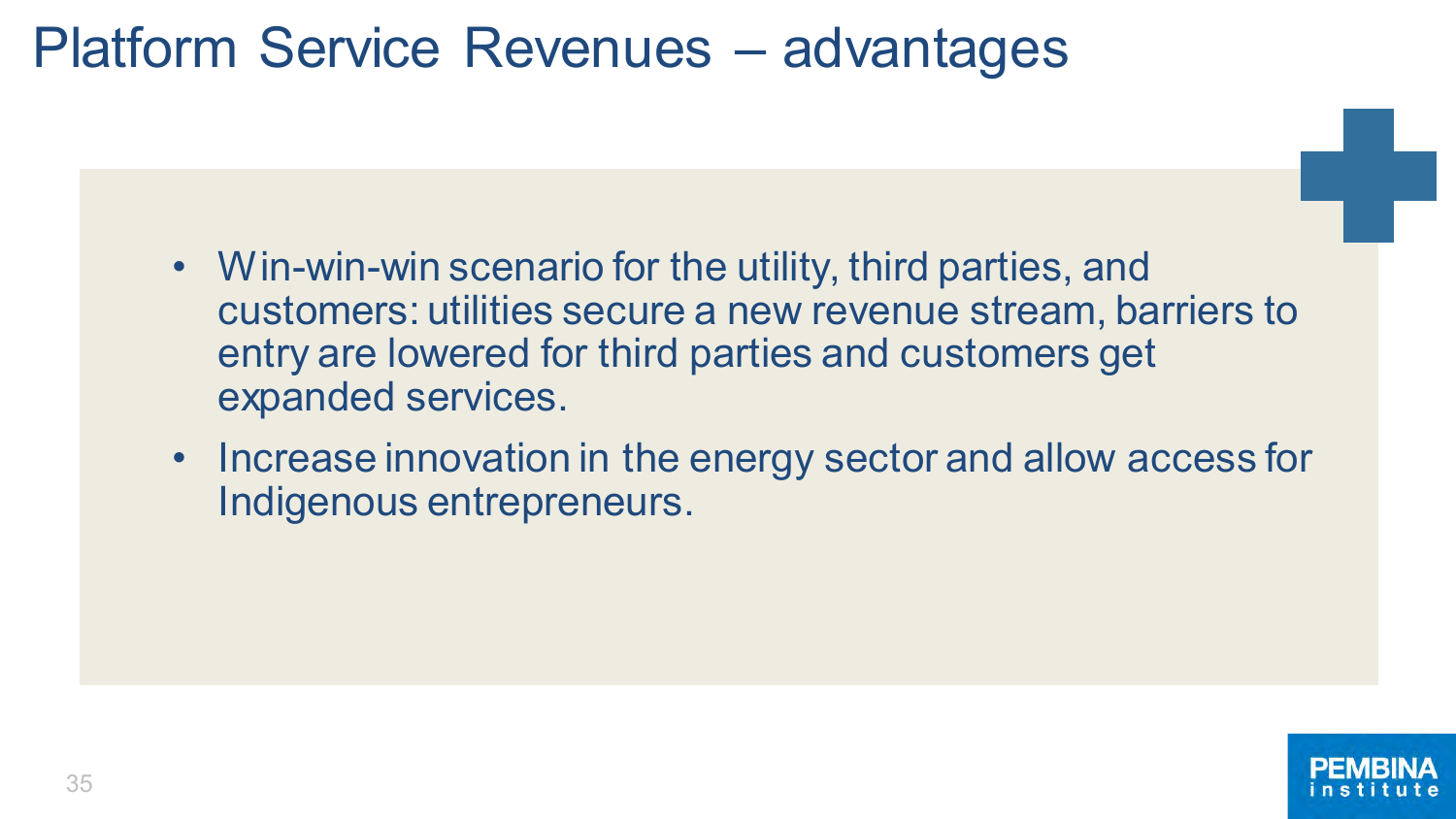# Platform Service Revenues – advantages

- Win-win-win scenario for the utility, third parties, and customers: utilities secure a new revenue stream, barriers to entry are lowered for third parties and customers get expanded services.
- Increase innovation in the energy sector and allow access for Indigenous entrepreneurs.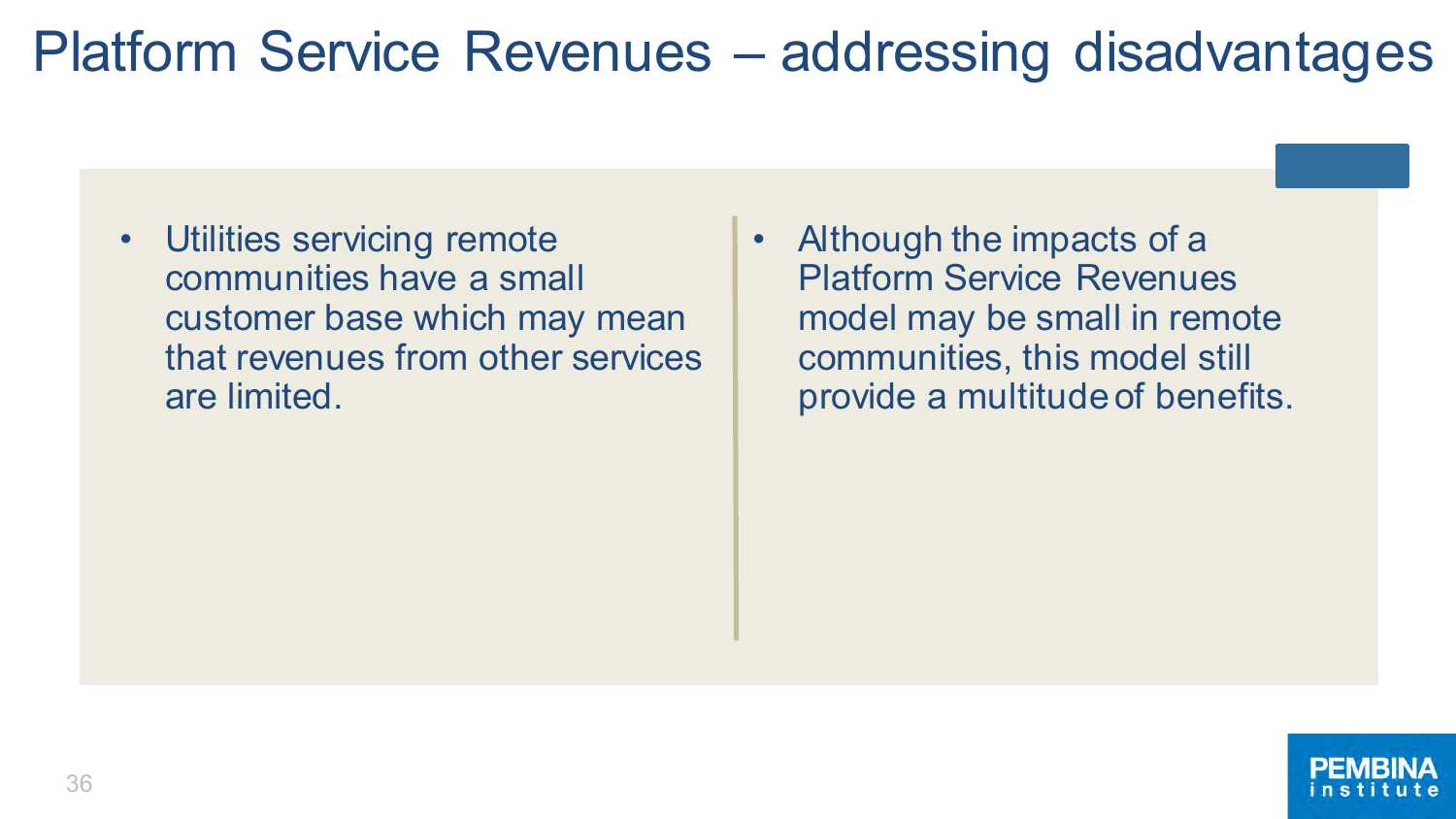# Platform Service Revenues – addressing disadvantages

- Utilities servicing remote communities have a small customer base which may mean that revenues from other services are limited.

- Although the impacts of a Platform Service Revenues model may be small in remote communities, this model still provide a multitude of benefits.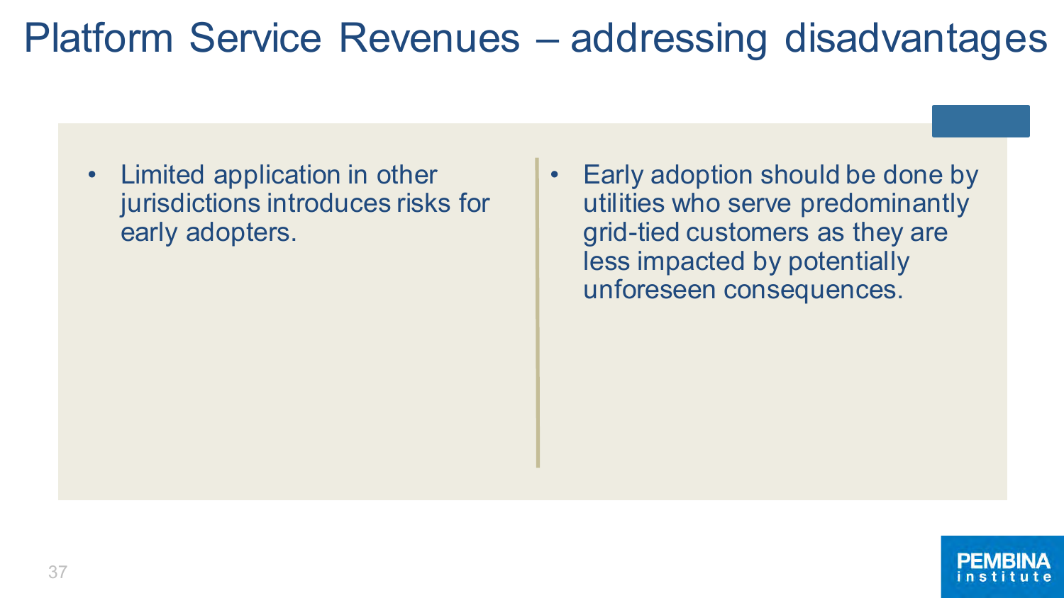# Platform Service Revenues – addressing disadvantages

- Limited application in other jurisdictions introduces risks for early adopters.

- Early adoption should be done by utilities who serve predominantly grid-tied customers as they are less impacted by potentially unforeseen consequences.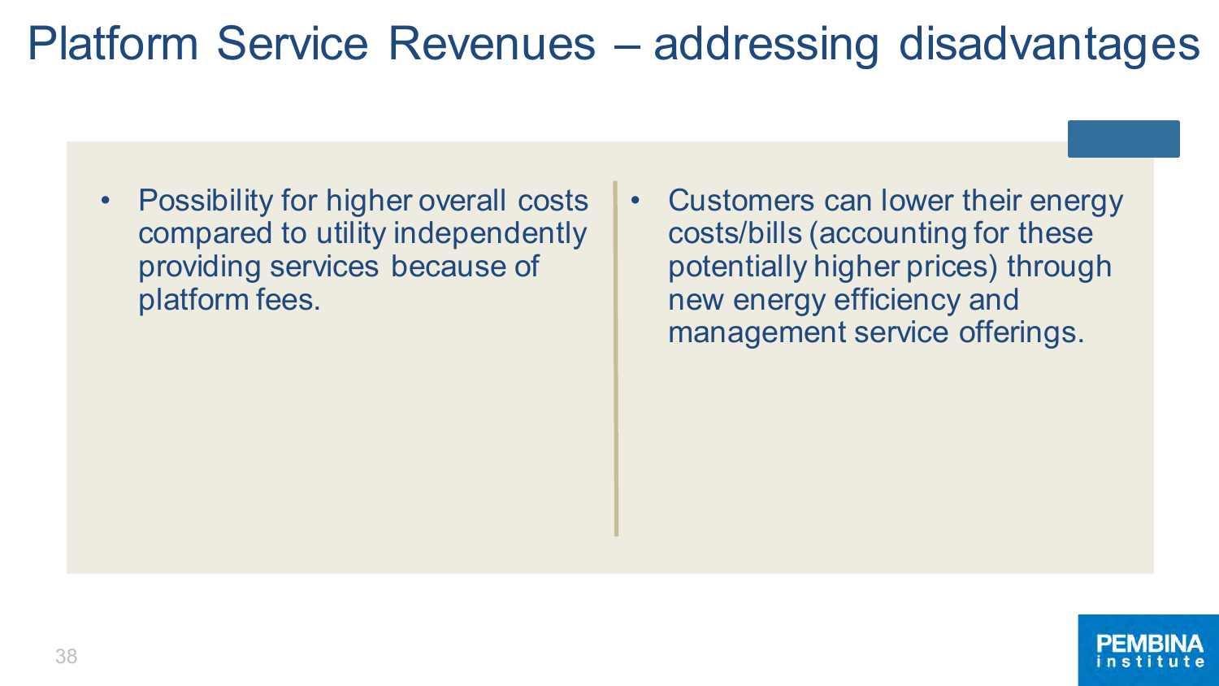# Platform Service Revenues – addressing disadvantages

- Possibility for higher overall costs compared to utility independently providing services because of platform fees.

- Customers can lower their energy costs/bills (accounting for these potentially higher prices) through new energy efficiency and management service offerings.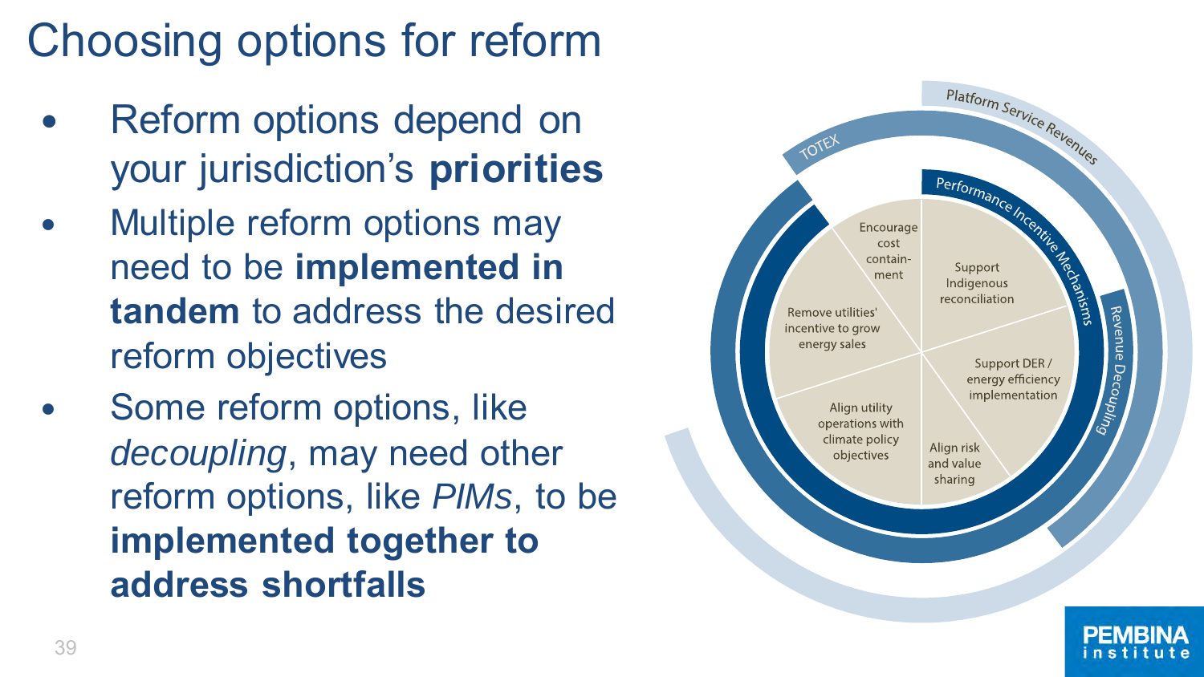# Choosing options for reform

- Reform options depend on your jurisdiction's **priorities**
- Multiple reform options may need to be **implemented in tandem** to address the desired reform objectives
- Some reform options, like *decoupling*, may need other reform options, like *PIMs*, to be **implemented together to address shortfalls**

Platform Service Revenues

TOTEX

Performance Incentive Mechanisms

Revenue Decoupling

Encourage cost containment

Support Indigenous reconciliation

Remove utilities' incentive to grow energy sales

Support DER / energy efficiency implementation

Align utility operations with climate policy objectives

Align risk and value sharing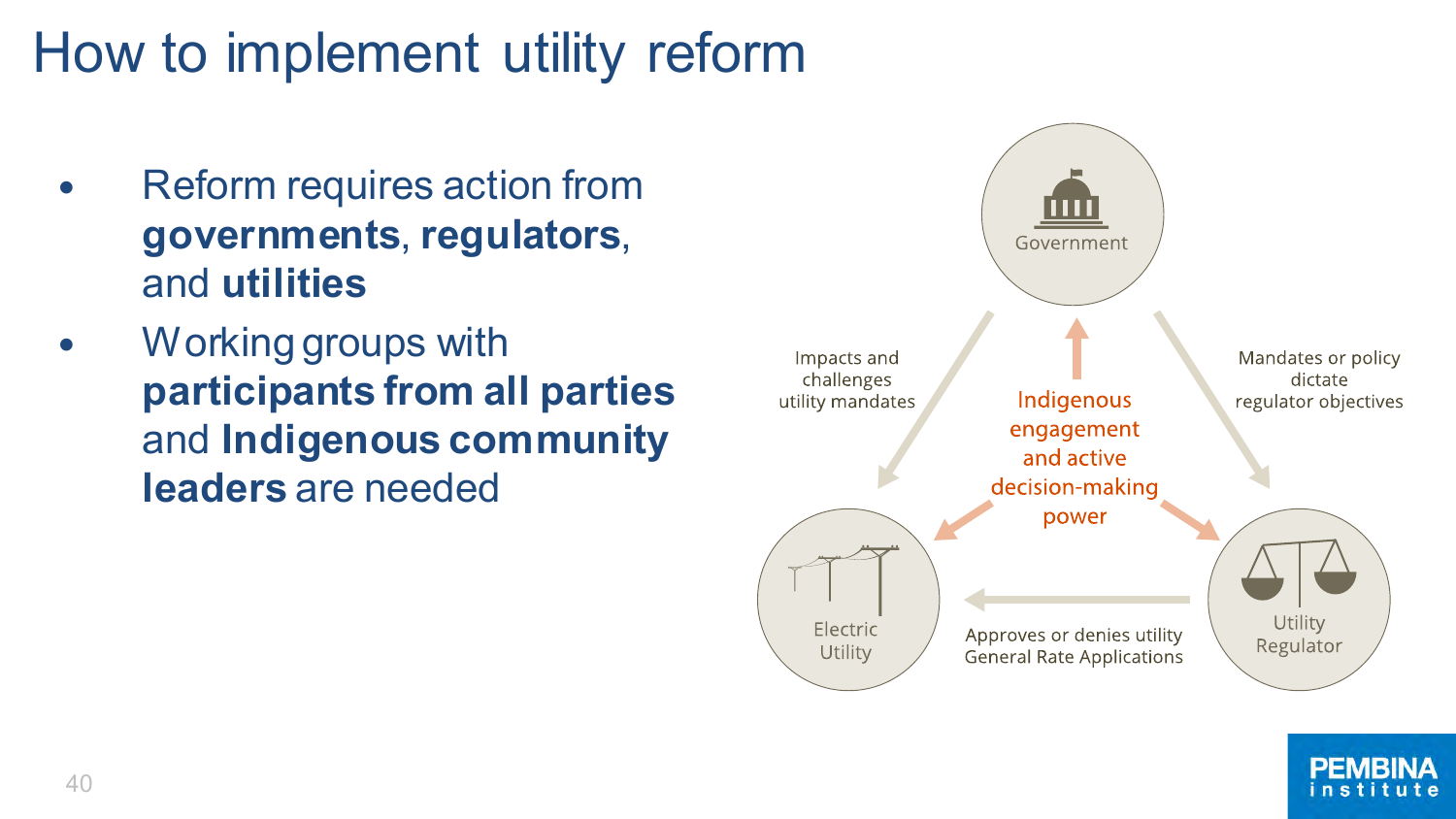# How to implement utility reform

- Reform requires action from **governments**, **regulators**, and **utilities**
- Working groups with **participants from all parties** and **Indigenous community leaders** are needed

Government

Impacts and challenges utility mandates

Mandates or policy dictate regulator objectives

Indigenous engagement and active decision-making power

Electric Utility

Approves or denies utility General Rate Applications

Utility Regulator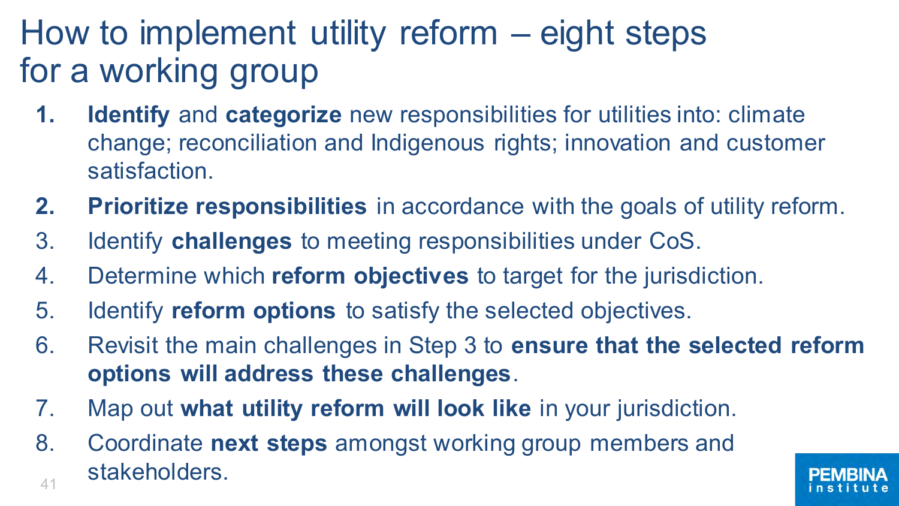# How to implement utility reform – eight steps for a working group

1. **Identify** and **categorize** new responsibilities for utilities into: climate change; reconciliation and Indigenous rights; innovation and customer satisfaction.
2. **Prioritize responsibilities** in accordance with the goals of utility reform.
3. Identify **challenges** to meeting responsibilities under CoS.
4. Determine which **reform objectives** to target for the jurisdiction.
5. Identify **reform options** to satisfy the selected objectives.
6. Revisit the main challenges in Step 3 to **ensure that the selected reform options will address these challenges**.
7. Map out **what utility reform will look like** in your jurisdiction.
8. Coordinate **next steps** amongst working group members and stakeholders.

PEMBINA institute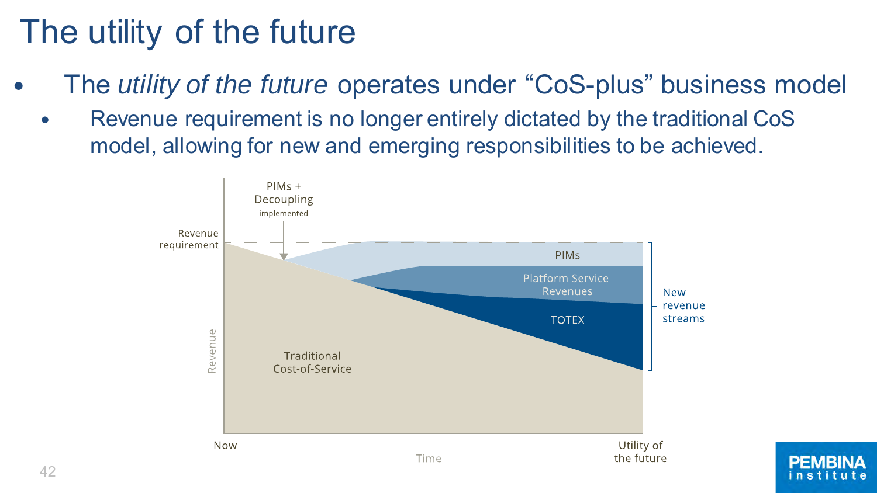# The utility of the future

- The *utility of the future* operates under "CoS-plus" business model
  - Revenue requirement is no longer entirely dictated by the traditional CoS model, allowing for new and emerging responsibilities to be achieved.

PIMs + Decoupling implemented

Revenue requirement

PIMs

Platform Service Revenues

TOTEX

New revenue streams

Traditional Cost-of-Service

Revenue

Now

Time

Utility of the future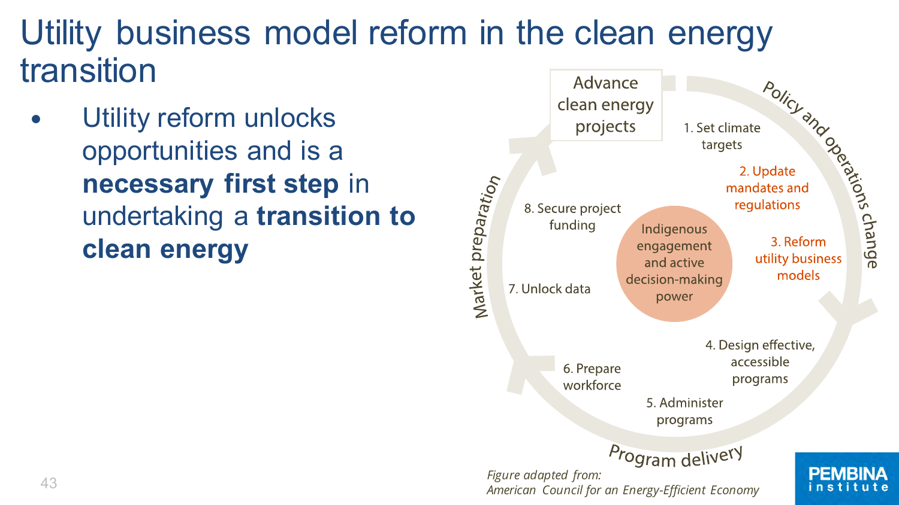# Utility business model reform in the clean energy transition

- Utility reform unlocks opportunities and is a **necessary first step** in undertaking a **transition to clean energy**

Advance clean energy projects

Policy and operations change

1. Set climate targets
2. Update mandates and regulations
3. Reform utility business models

Program delivery

4. Design effective, accessible programs
5. Administer programs

Market preparation

6. Prepare workforce
7. Unlock data
8. Secure project funding

Indigenous engagement and active decision-making power

*Figure adapted from: American Council for an Energy-Efficient Economy*

PEMBINA institute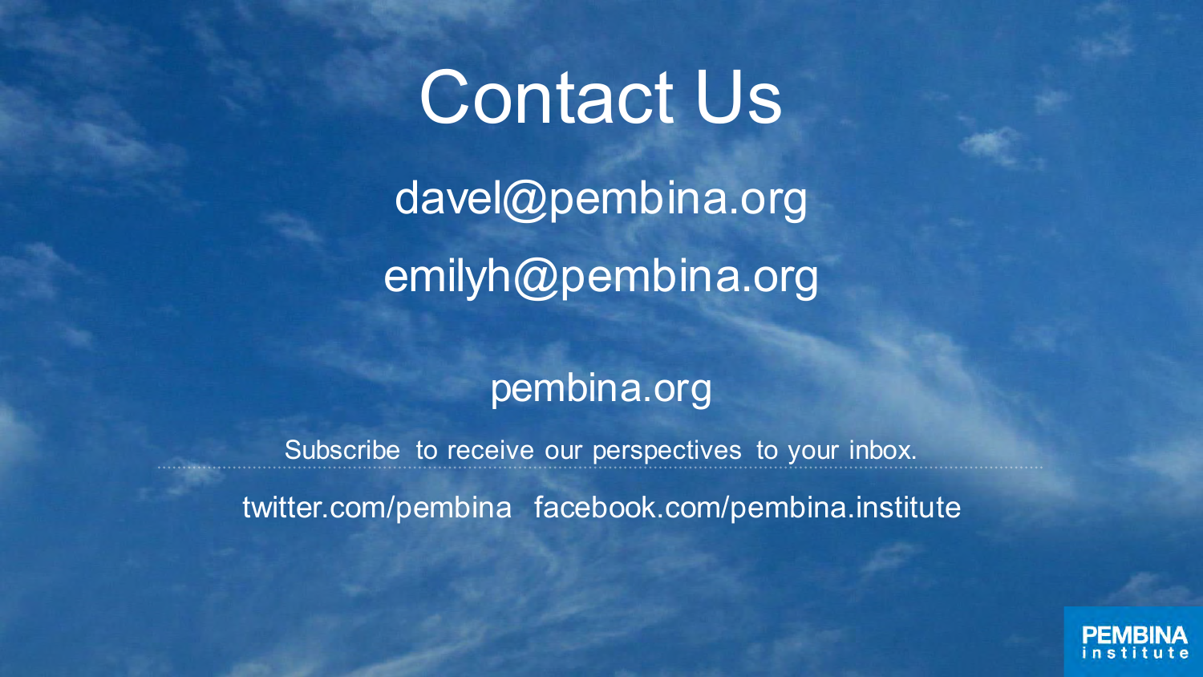# Contact Us

davel@pembina.org

emilyh@pembina.org

pembina.org

Subscribe to receive our perspectives to your inbox.

twitter.com/pembina facebook.com/pembina.institute

PEMBINA institute